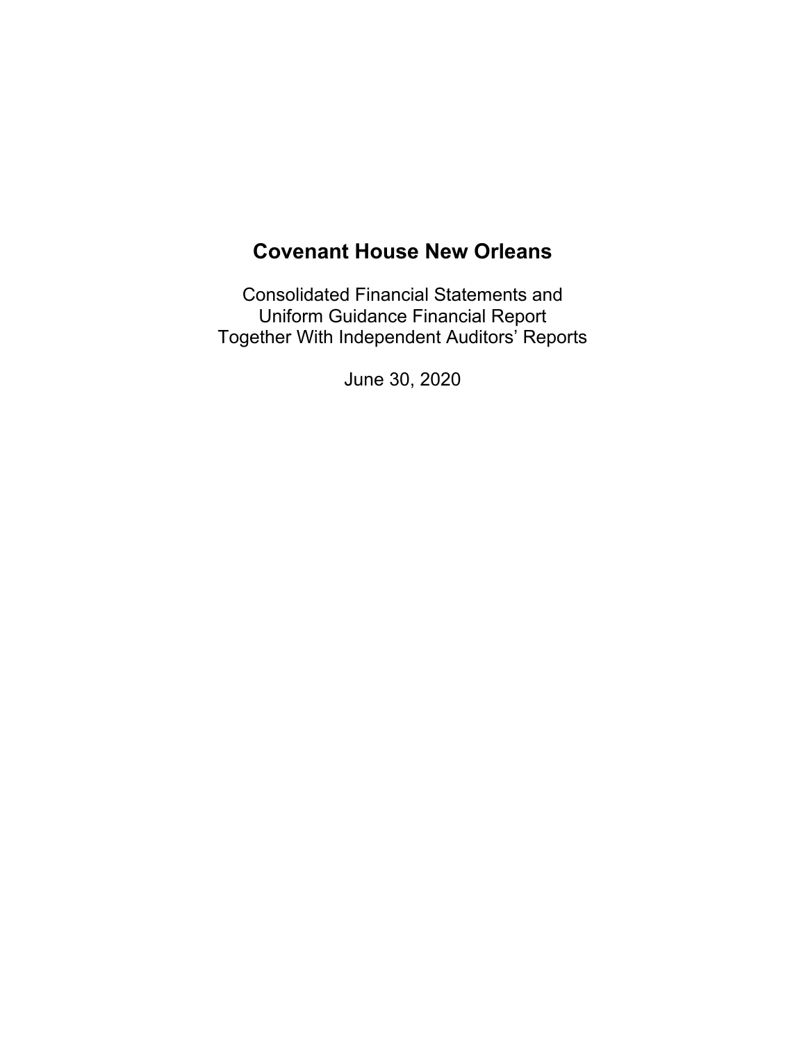# Covenant House New Orleans

Consolidated Financial Statements and
Uniform Guidance Financial Report
Together With Independent Auditors' Reports

June 30, 2020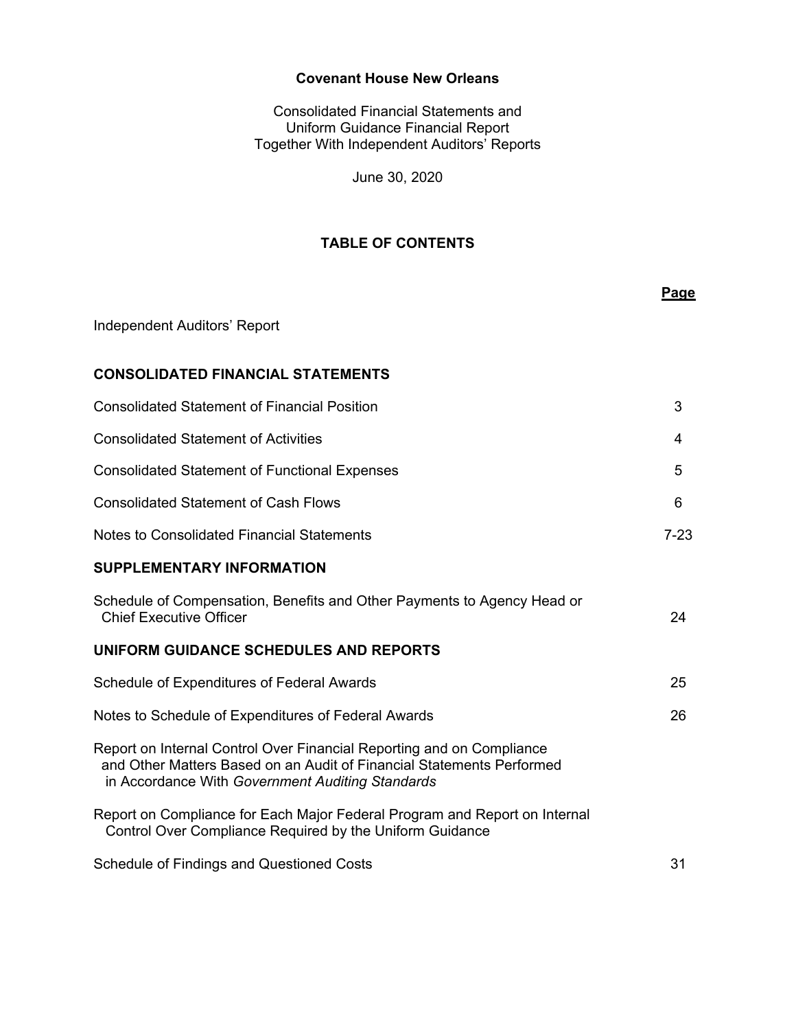# Covenant House New Orleans

Consolidated Financial Statements and
Uniform Guidance Financial Report
Together With Independent Auditors' Reports

June 30, 2020

## TABLE OF CONTENTS

| | Page |
|---|---|
| Independent Auditors' Report | |
| **CONSOLIDATED FINANCIAL STATEMENTS** | |
| Consolidated Statement of Financial Position | 3 |
| Consolidated Statement of Activities | 4 |
| Consolidated Statement of Functional Expenses | 5 |
| Consolidated Statement of Cash Flows | 6 |
| Notes to Consolidated Financial Statements | 7-23 |
| **SUPPLEMENTARY INFORMATION** | |
| Schedule of Compensation, Benefits and Other Payments to Agency Head or Chief Executive Officer | 24 |
| **UNIFORM GUIDANCE SCHEDULES AND REPORTS** | |
| Schedule of Expenditures of Federal Awards | 25 |
| Notes to Schedule of Expenditures of Federal Awards | 26 |
| Report on Internal Control Over Financial Reporting and on Compliance and Other Matters Based on an Audit of Financial Statements Performed in Accordance With *Government Auditing Standards* | |
| Report on Compliance for Each Major Federal Program and Report on Internal Control Over Compliance Required by the Uniform Guidance | |
| Schedule of Findings and Questioned Costs | 31 |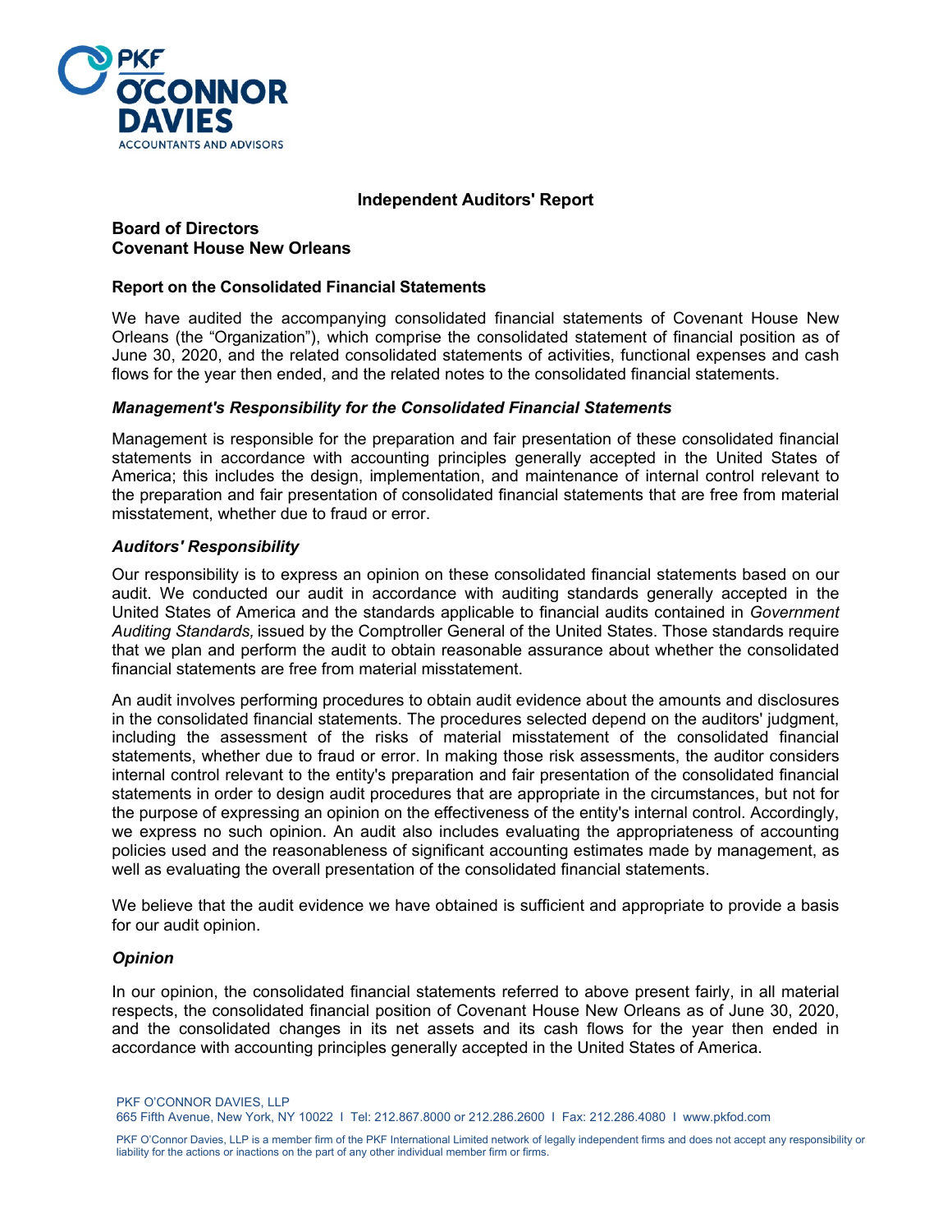PKF O'CONNOR DAVIES
ACCOUNTANTS AND ADVISORS

## Independent Auditors' Report

**Board of Directors**
**Covenant House New Orleans**

### Report on the Consolidated Financial Statements

We have audited the accompanying consolidated financial statements of Covenant House New Orleans (the "Organization"), which comprise the consolidated statement of financial position as of June 30, 2020, and the related consolidated statements of activities, functional expenses and cash flows for the year then ended, and the related notes to the consolidated financial statements.

### *Management's Responsibility for the Consolidated Financial Statements*

Management is responsible for the preparation and fair presentation of these consolidated financial statements in accordance with accounting principles generally accepted in the United States of America; this includes the design, implementation, and maintenance of internal control relevant to the preparation and fair presentation of consolidated financial statements that are free from material misstatement, whether due to fraud or error.

### *Auditors' Responsibility*

Our responsibility is to express an opinion on these consolidated financial statements based on our audit. We conducted our audit in accordance with auditing standards generally accepted in the United States of America and the standards applicable to financial audits contained in *Government Auditing Standards,* issued by the Comptroller General of the United States. Those standards require that we plan and perform the audit to obtain reasonable assurance about whether the consolidated financial statements are free from material misstatement.

An audit involves performing procedures to obtain audit evidence about the amounts and disclosures in the consolidated financial statements. The procedures selected depend on the auditors' judgment, including the assessment of the risks of material misstatement of the consolidated financial statements, whether due to fraud or error. In making those risk assessments, the auditor considers internal control relevant to the entity's preparation and fair presentation of the consolidated financial statements in order to design audit procedures that are appropriate in the circumstances, but not for the purpose of expressing an opinion on the effectiveness of the entity's internal control. Accordingly, we express no such opinion. An audit also includes evaluating the appropriateness of accounting policies used and the reasonableness of significant accounting estimates made by management, as well as evaluating the overall presentation of the consolidated financial statements.

We believe that the audit evidence we have obtained is sufficient and appropriate to provide a basis for our audit opinion.

### *Opinion*

In our opinion, the consolidated financial statements referred to above present fairly, in all material respects, the consolidated financial position of Covenant House New Orleans as of June 30, 2020, and the consolidated changes in its net assets and its cash flows for the year then ended in accordance with accounting principles generally accepted in the United States of America.

PKF O'CONNOR DAVIES, LLP
665 Fifth Avenue, New York, NY 10022 I Tel: 212.867.8000 or 212.286.2600 I Fax: 212.286.4080 I www.pkfod.com

PKF O'Connor Davies, LLP is a member firm of the PKF International Limited network of legally independent firms and does not accept any responsibility or liability for the actions or inactions on the part of any other individual member firm or firms.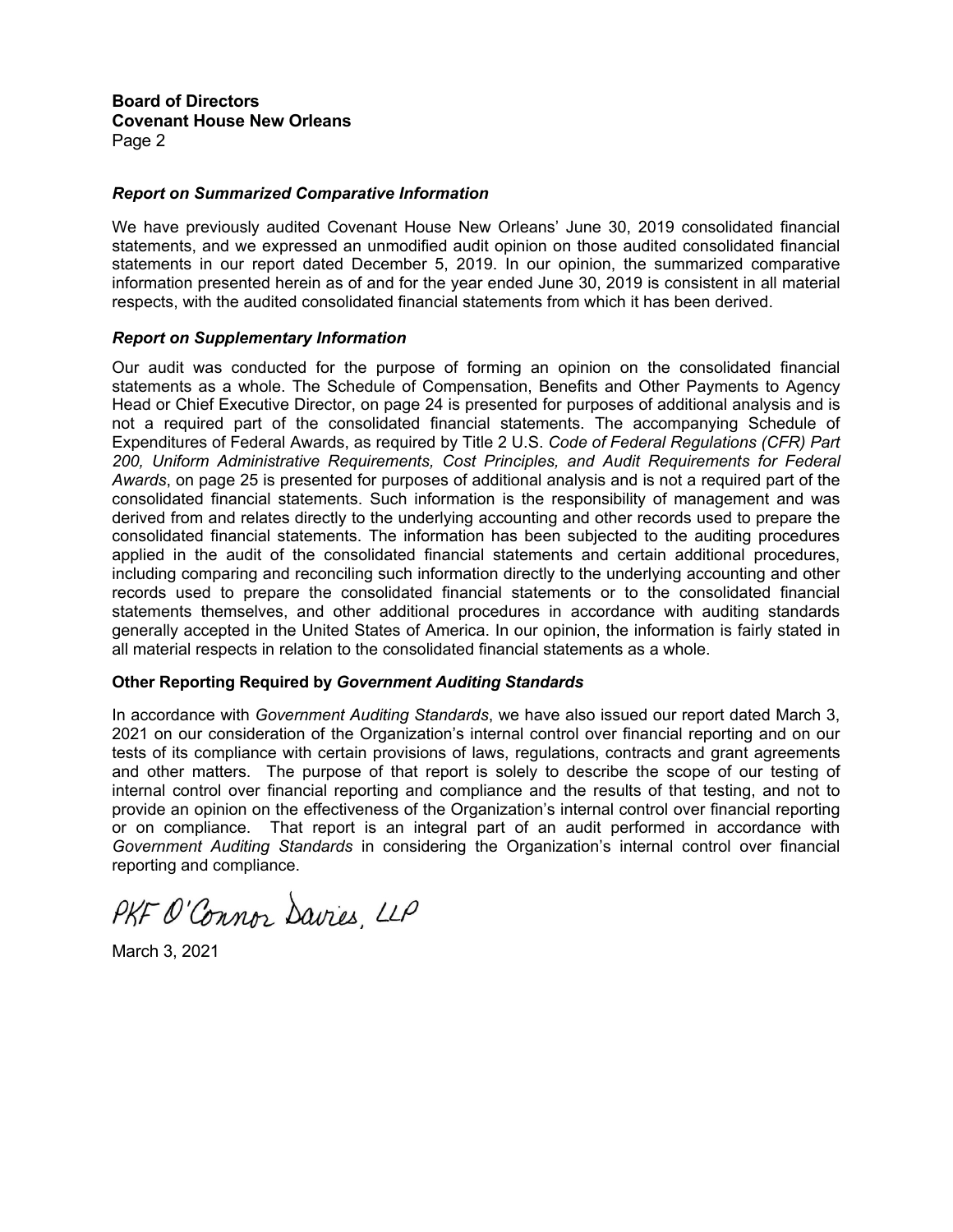**Board of Directors**
**Covenant House New Orleans**
Page 2

### *Report on Summarized Comparative Information*

We have previously audited Covenant House New Orleans' June 30, 2019 consolidated financial statements, and we expressed an unmodified audit opinion on those audited consolidated financial statements in our report dated December 5, 2019. In our opinion, the summarized comparative information presented herein as of and for the year ended June 30, 2019 is consistent in all material respects, with the audited consolidated financial statements from which it has been derived.

### *Report on Supplementary Information*

Our audit was conducted for the purpose of forming an opinion on the consolidated financial statements as a whole. The Schedule of Compensation, Benefits and Other Payments to Agency Head or Chief Executive Director, on page 24 is presented for purposes of additional analysis and is not a required part of the consolidated financial statements. The accompanying Schedule of Expenditures of Federal Awards, as required by Title 2 U.S. *Code of Federal Regulations (CFR) Part 200, Uniform Administrative Requirements, Cost Principles, and Audit Requirements for Federal Awards*, on page 25 is presented for purposes of additional analysis and is not a required part of the consolidated financial statements. Such information is the responsibility of management and was derived from and relates directly to the underlying accounting and other records used to prepare the consolidated financial statements. The information has been subjected to the auditing procedures applied in the audit of the consolidated financial statements and certain additional procedures, including comparing and reconciling such information directly to the underlying accounting and other records used to prepare the consolidated financial statements or to the consolidated financial statements themselves, and other additional procedures in accordance with auditing standards generally accepted in the United States of America. In our opinion, the information is fairly stated in all material respects in relation to the consolidated financial statements as a whole.

### **Other Reporting Required by *Government Auditing Standards***

In accordance with *Government Auditing Standards*, we have also issued our report dated March 3, 2021 on our consideration of the Organization's internal control over financial reporting and on our tests of its compliance with certain provisions of laws, regulations, contracts and grant agreements and other matters. The purpose of that report is solely to describe the scope of our testing of internal control over financial reporting and compliance and the results of that testing, and not to provide an opinion on the effectiveness of the Organization's internal control over financial reporting or on compliance. That report is an integral part of an audit performed in accordance with *Government Auditing Standards* in considering the Organization's internal control over financial reporting and compliance.

PKF O'Connor Davies, LLP

March 3, 2021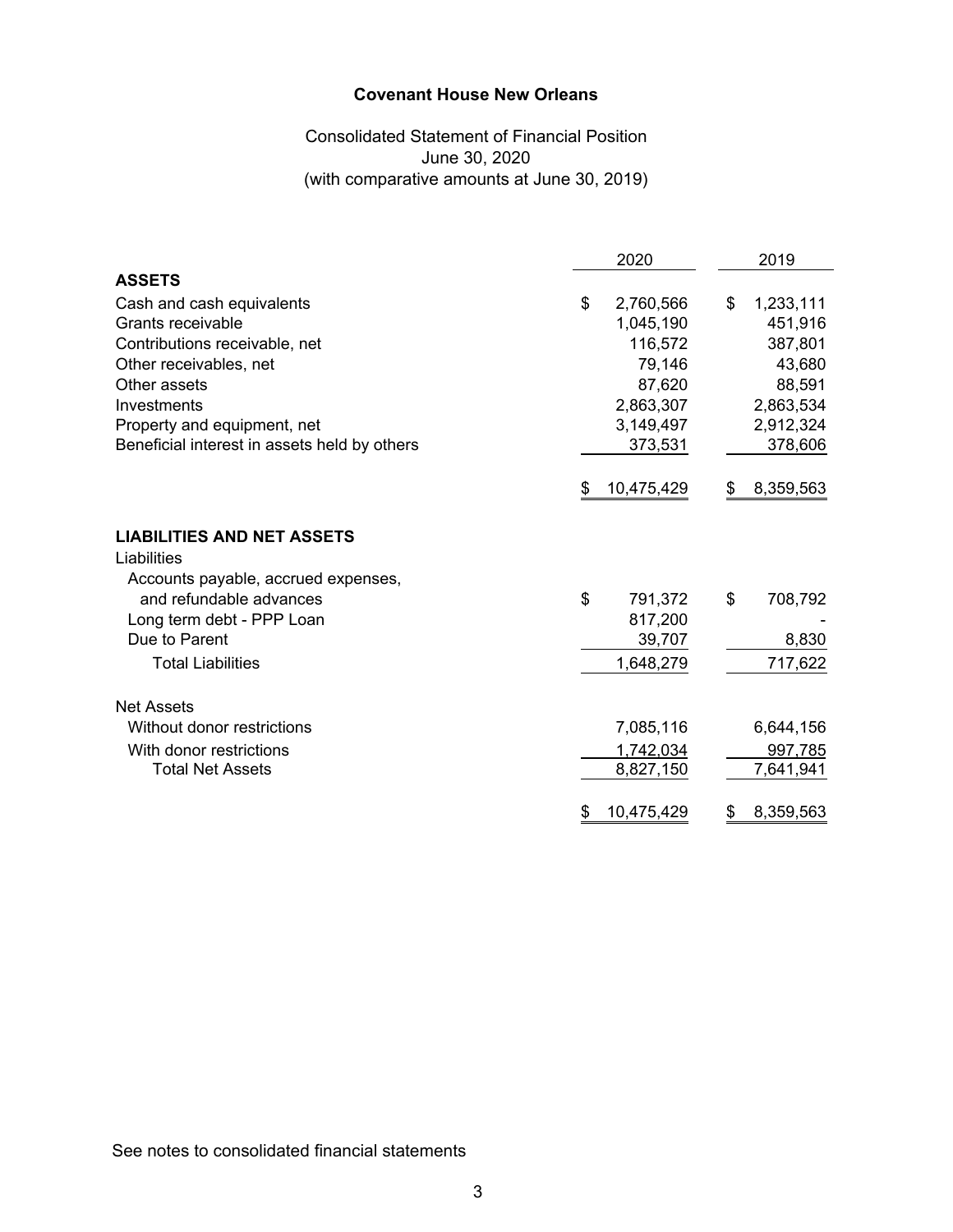# Covenant House New Orleans

Consolidated Statement of Financial Position
June 30, 2020
(with comparative amounts at June 30, 2019)

| | 2020 | 2019 |
|---|---|---|
| **ASSETS** | | |
| Cash and cash equivalents | $ 2,760,566 | $ 1,233,111 |
| Grants receivable | 1,045,190 | 451,916 |
| Contributions receivable, net | 116,572 | 387,801 |
| Other receivables, net | 79,146 | 43,680 |
| Other assets | 87,620 | 88,591 |
| Investments | 2,863,307 | 2,863,534 |
| Property and equipment, net | 3,149,497 | 2,912,324 |
| Beneficial interest in assets held by others | 373,531 | 378,606 |
| | $ 10,475,429 | $ 8,359,563 |
| **LIABILITIES AND NET ASSETS** | | |
| Liabilities | | |
| Accounts payable, accrued expenses, and refundable advances | $ 791,372 | $ 708,792 |
| Long term debt - PPP Loan | 817,200 | - |
| Due to Parent | 39,707 | 8,830 |
| Total Liabilities | 1,648,279 | 717,622 |
| Net Assets | | |
| Without donor restrictions | 7,085,116 | 6,644,156 |
| With donor restrictions | 1,742,034 | 997,785 |
| Total Net Assets | 8,827,150 | 7,641,941 |
| | $ 10,475,429 | $ 8,359,563 |

See notes to consolidated financial statements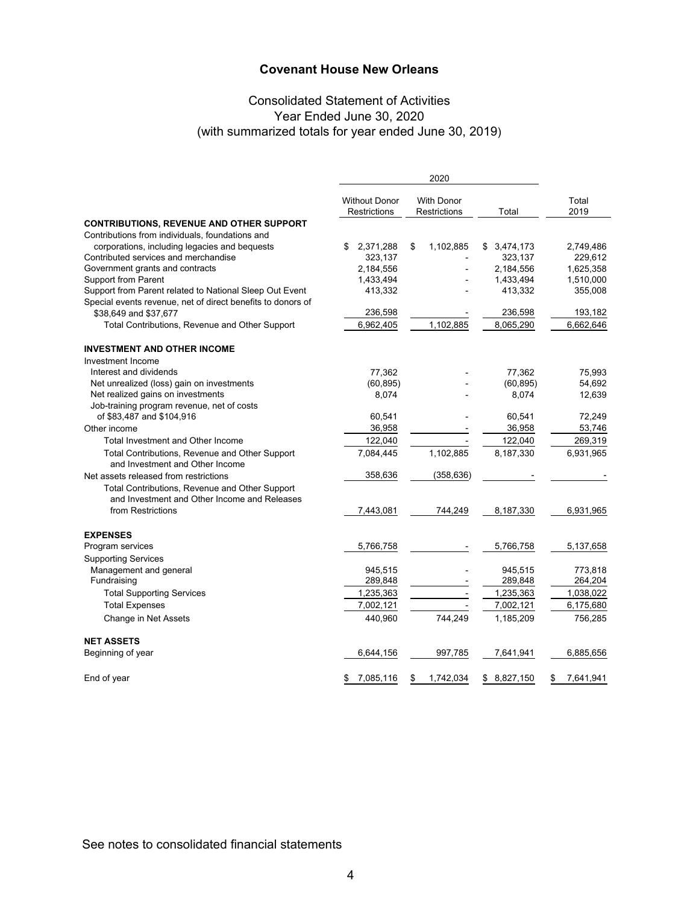# Covenant House New Orleans

## Consolidated Statement of Activities
## Year Ended June 30, 2020
## (with summarized totals for year ended June 30, 2019)

| | 2020 | | | |
|---|---|---|---|---|
| | Without Donor Restrictions | With Donor Restrictions | Total | Total 2019 |
| **CONTRIBUTIONS, REVENUE AND OTHER SUPPORT** | | | | |
| Contributions from individuals, foundations and corporations, including legacies and bequests | $ 2,371,288 | $ 1,102,885 | $ 3,474,173 | 2,749,486 |
| Contributed services and merchandise | 323,137 | - | 323,137 | 229,612 |
| Government grants and contracts | 2,184,556 | - | 2,184,556 | 1,625,358 |
| Support from Parent | 1,433,494 | - | 1,433,494 | 1,510,000 |
| Support from Parent related to National Sleep Out Event | 413,332 | - | 413,332 | 355,008 |
| Special events revenue, net of direct benefits to donors of $38,649 and $37,677 | 236,598 | - | 236,598 | 193,182 |
| Total Contributions, Revenue and Other Support | 6,962,405 | 1,102,885 | 8,065,290 | 6,662,646 |
| **INVESTMENT AND OTHER INCOME** | | | | |
| Investment Income | | | | |
| Interest and dividends | 77,362 | - | 77,362 | 75,993 |
| Net unrealized (loss) gain on investments | (60,895) | - | (60,895) | 54,692 |
| Net realized gains on investments | 8,074 | - | 8,074 | 12,639 |
| Job-training program revenue, net of costs of $83,487 and $104,916 | 60,541 | - | 60,541 | 72,249 |
| Other income | 36,958 | - | 36,958 | 53,746 |
| Total Investment and Other Income | 122,040 | - | 122,040 | 269,319 |
| Total Contributions, Revenue and Other Support and Investment and Other Income | 7,084,445 | 1,102,885 | 8,187,330 | 6,931,965 |
| Net assets released from restrictions | 358,636 | (358,636) | - | - |
| Total Contributions, Revenue and Other Support and Investment and Other Income and Releases from Restrictions | 7,443,081 | 744,249 | 8,187,330 | 6,931,965 |
| **EXPENSES** | | | | |
| Program services | 5,766,758 | - | 5,766,758 | 5,137,658 |
| Supporting Services | | | | |
| Management and general | 945,515 | - | 945,515 | 773,818 |
| Fundraising | 289,848 | - | 289,848 | 264,204 |
| Total Supporting Services | 1,235,363 | - | 1,235,363 | 1,038,022 |
| Total Expenses | 7,002,121 | - | 7,002,121 | 6,175,680 |
| Change in Net Assets | 440,960 | 744,249 | 1,185,209 | 756,285 |
| **NET ASSETS** | | | | |
| Beginning of year | 6,644,156 | 997,785 | 7,641,941 | 6,885,656 |
| End of year | $ 7,085,116 | $ 1,742,034 | $ 8,827,150 | $ 7,641,941 |

See notes to consolidated financial statements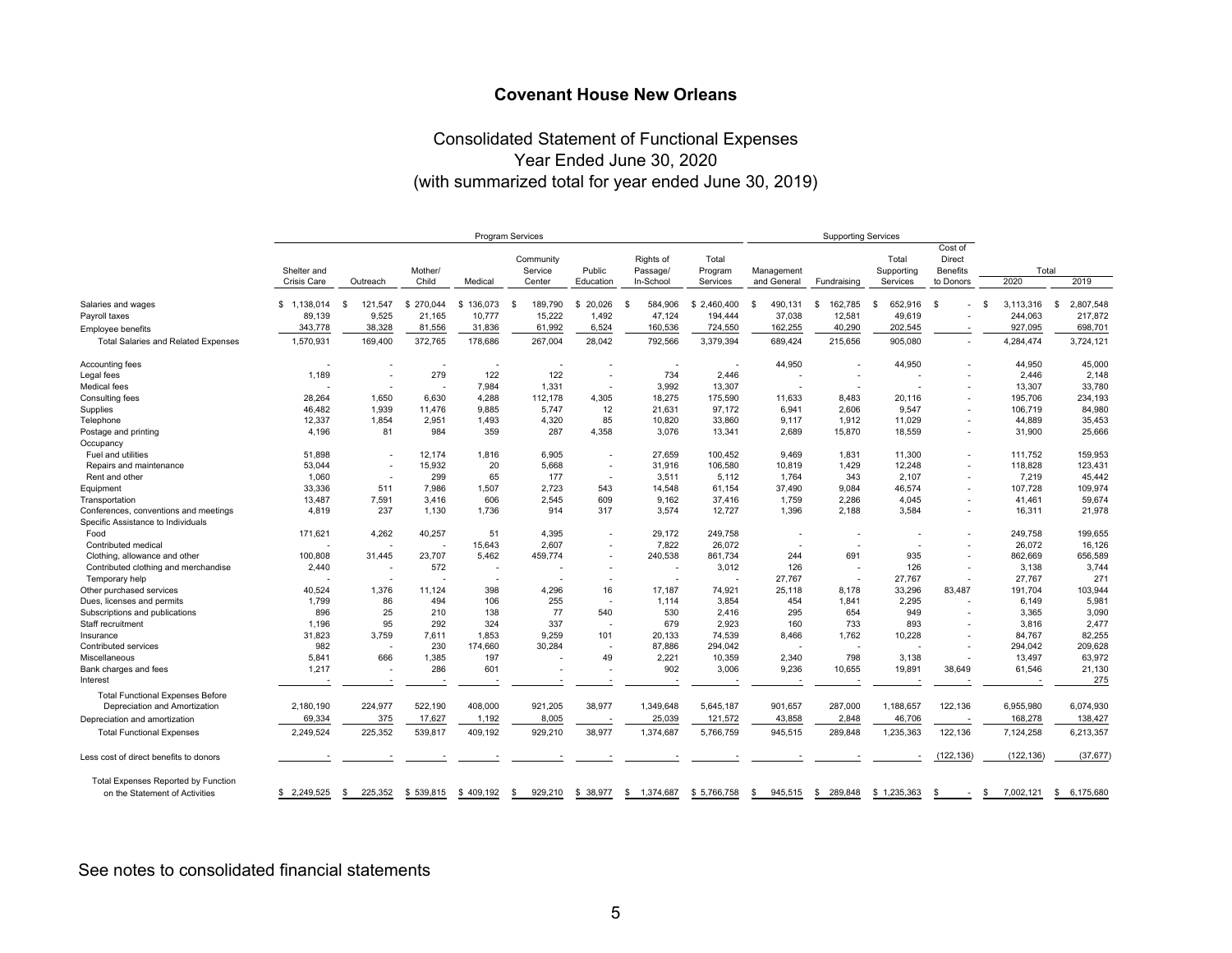## Covenant House New Orleans

### Consolidated Statement of Functional Expenses
### Year Ended June 30, 2020
### (with summarized total for year ended June 30, 2019)

| | Program Services | | | | | | | | Supporting Services | | | | Total | |
|---|---|---|---|---|---|---|---|---|---|---|---|---|---|---|
| | Shelter and Crisis Care | Outreach | Mother/ Child | Medical | Community Service Center | Public Education | Rights of Passage/ In-School | Total Program Services | Management and General | Fundraising | Total Supporting Services | Cost of Direct Benefits to Donors | 2020 | 2019 |
| Salaries and wages | $ 1,138,014 | $ 121,547 | $ 270,044 | $ 136,073 | $ 189,790 | $ 20,026 | $ 584,906 | $ 2,460,400 | $ 490,131 | $ 162,785 | $ 652,916 | $ - | $ 3,113,316 | $ 2,807,548 |
| Payroll taxes | 89,139 | 9,525 | 21,165 | 10,777 | 15,222 | 1,492 | 47,124 | 194,444 | 37,038 | 12,581 | 49,619 | - | 244,063 | 217,872 |
| Employee benefits | 343,778 | 38,328 | 81,556 | 31,836 | 61,992 | 6,524 | 160,536 | 724,550 | 162,255 | 40,290 | 202,545 | - | 927,095 | 698,701 |
| Total Salaries and Related Expenses | 1,570,931 | 169,400 | 372,765 | 178,686 | 267,004 | 28,042 | 792,566 | 3,379,394 | 689,424 | 215,656 | 905,080 | - | 4,284,474 | 3,724,121 |
| Accounting fees | - | - | - | - | - | - | - | - | 44,950 | - | 44,950 | - | 44,950 | 45,000 |
| Legal fees | 1,189 | - | 279 | 122 | 122 | - | 734 | 2,446 | - | - | - | - | 2,446 | 2,148 |
| Medical fees | - | - | - | 7,984 | 1,331 | - | 3,992 | 13,307 | - | - | - | - | 13,307 | 33,780 |
| Consulting fees | 28,264 | 1,650 | 6,630 | 4,288 | 112,178 | 4,305 | 18,275 | 175,590 | 11,633 | 8,483 | 20,116 | - | 195,706 | 234,193 |
| Supplies | 46,482 | 1,939 | 11,476 | 9,885 | 5,747 | 12 | 21,631 | 97,172 | 6,941 | 2,606 | 9,547 | - | 106,719 | 84,980 |
| Telephone | 12,337 | 1,854 | 2,951 | 1,493 | 4,320 | 85 | 10,820 | 33,860 | 9,117 | 1,912 | 11,029 | - | 44,889 | 35,453 |
| Postage and printing | 4,196 | 81 | 984 | 359 | 287 | 4,358 | 3,076 | 13,341 | 2,689 | 15,870 | 18,559 | - | 31,900 | 25,666 |
| Occupancy | | | | | | | | | | | | | | |
| Fuel and utilities | 51,898 | - | 12,174 | 1,816 | 6,905 | - | 27,659 | 100,452 | 9,469 | 1,831 | 11,300 | - | 111,752 | 159,953 |
| Repairs and maintenance | 53,044 | - | 15,932 | 20 | 5,668 | - | 31,916 | 106,580 | 10,819 | 1,429 | 12,248 | - | 118,828 | 123,431 |
| Rent and other | 1,060 | - | 299 | 65 | 177 | - | 3,511 | 5,112 | 1,764 | 343 | 2,107 | - | 7,219 | 45,442 |
| Equipment | 33,336 | 511 | 7,986 | 1,507 | 2,723 | 543 | 14,548 | 61,154 | 37,490 | 9,084 | 46,574 | - | 107,728 | 109,974 |
| Transportation | 13,487 | 7,591 | 3,416 | 606 | 2,545 | 609 | 9,162 | 37,416 | 1,759 | 2,286 | 4,045 | - | 41,461 | 59,674 |
| Conferences, conventions and meetings | 4,819 | 237 | 1,130 | 1,736 | 914 | 317 | 3,574 | 12,727 | 1,396 | 2,188 | 3,584 | - | 16,311 | 21,978 |
| Specific Assistance to Individuals | | | | | | | | | | | | | | |
| Food | 171,621 | 4,262 | 40,257 | 51 | 4,395 | - | 29,172 | 249,758 | - | - | - | - | 249,758 | 199,655 |
| Contributed medical | - | - | - | 15,643 | 2,607 | - | 7,822 | 26,072 | - | - | - | - | 26,072 | 16,126 |
| Clothing, allowance and other | 100,808 | 31,445 | 23,707 | 5,462 | 459,774 | - | 240,538 | 861,734 | 244 | 691 | 935 | - | 862,669 | 656,589 |
| Contributed clothing and merchandise | 2,440 | - | 572 | - | - | - | - | 3,012 | 126 | - | 126 | - | 3,138 | 3,744 |
| Temporary help | - | - | - | - | - | - | - | - | 27,767 | - | 27,767 | - | 27,767 | 271 |
| Other purchased services | 40,524 | 1,376 | 11,124 | 398 | 4,296 | 16 | 17,187 | 74,921 | 25,118 | 8,178 | 33,296 | 83,487 | 191,704 | 103,944 |
| Dues, licenses and permits | 1,799 | 86 | 494 | 106 | 255 | - | 1,114 | 3,854 | 454 | 1,841 | 2,295 | - | 6,149 | 5,981 |
| Subscriptions and publications | 896 | 25 | 210 | 138 | 77 | 540 | 530 | 2,416 | 295 | 654 | 949 | - | 3,365 | 3,090 |
| Staff recruitment | 1,196 | 95 | 292 | 324 | 337 | - | 679 | 2,923 | 160 | 733 | 893 | - | 3,816 | 2,477 |
| Insurance | 31,823 | 3,759 | 7,611 | 1,853 | 9,259 | 101 | 20,133 | 74,539 | 8,466 | 1,762 | 10,228 | - | 84,767 | 82,255 |
| Contributed services | 982 | - | 230 | 174,660 | 30,284 | - | 87,886 | 294,042 | - | - | - | - | 294,042 | 209,628 |
| Miscellaneous | 5,841 | 666 | 1,385 | 197 | - | 49 | 2,221 | 10,359 | 2,340 | 798 | 3,138 | - | 13,497 | 63,972 |
| Bank charges and fees | 1,217 | - | 286 | 601 | - | - | 902 | 3,006 | 9,236 | 10,655 | 19,891 | 38,649 | 61,546 | 21,130 |
| Interest | - | - | - | - | - | - | - | - | - | - | - | - | - | 275 |
| Total Functional Expenses Before Depreciation and Amortization | 2,180,190 | 224,977 | 522,190 | 408,000 | 921,205 | 38,977 | 1,349,648 | 5,645,187 | 901,657 | 287,000 | 1,188,657 | 122,136 | 6,955,980 | 6,074,930 |
| Depreciation and amortization | 69,334 | 375 | 17,627 | 1,192 | 8,005 | - | 25,039 | 121,572 | 43,858 | 2,848 | 46,706 | - | 168,278 | 138,427 |
| Total Functional Expenses | 2,249,524 | 225,352 | 539,817 | 409,192 | 929,210 | 38,977 | 1,374,687 | 5,766,759 | 945,515 | 289,848 | 1,235,363 | 122,136 | 7,124,258 | 6,213,357 |
| Less cost of direct benefits to donors | - | - | - | - | - | - | - | - | - | - | - | (122,136) | (122,136) | (37,677) |
| Total Expenses Reported by Function on the Statement of Activities | $ 2,249,525 | $ 225,352 | $ 539,815 | $ 409,192 | $ 929,210 | $ 38,977 | $ 1,374,687 | $ 5,766,758 | $ 945,515 | $ 289,848 | $ 1,235,363 | $ - | $ 7,002,121 | $ 6,175,680 |

See notes to consolidated financial statements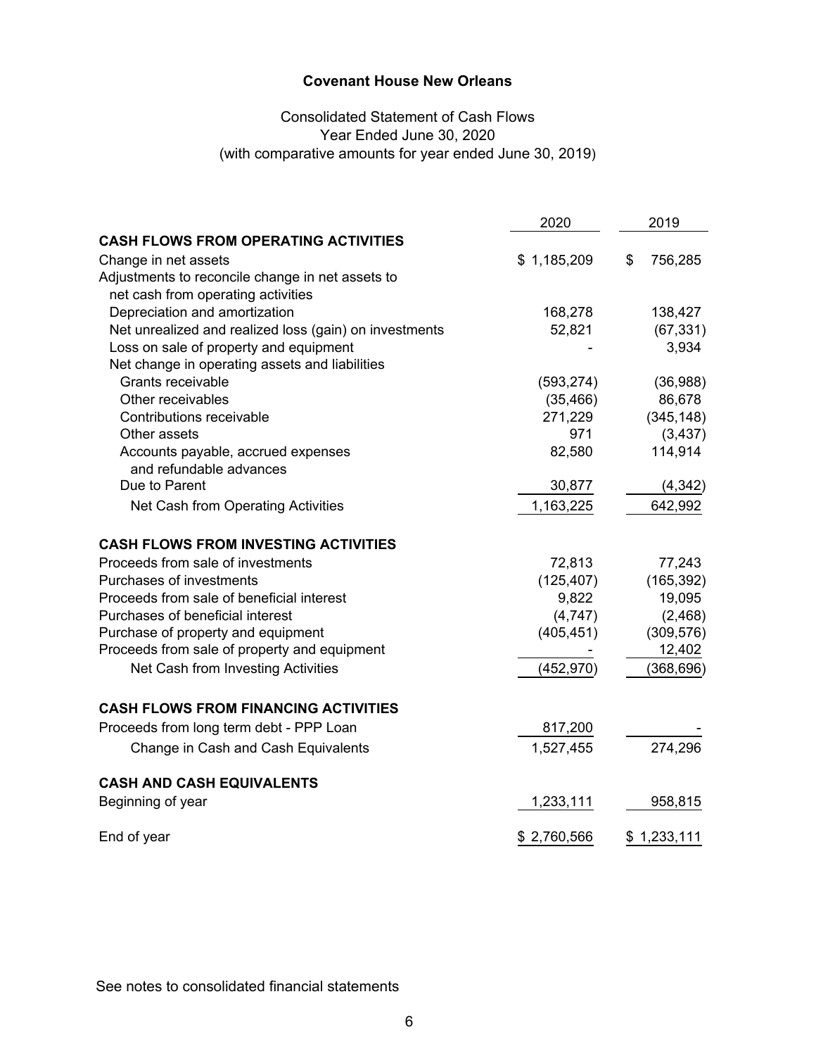# Covenant House New Orleans

## Consolidated Statement of Cash Flows
Year Ended June 30, 2020
(with comparative amounts for year ended June 30, 2019)

| | 2020 | 2019 |
|---|---|---|
| **CASH FLOWS FROM OPERATING ACTIVITIES** | | |
| Change in net assets | $ 1,185,209 | $ 756,285 |
| Adjustments to reconcile change in net assets to net cash from operating activities | | |
| Depreciation and amortization | 168,278 | 138,427 |
| Net unrealized and realized loss (gain) on investments | 52,821 | (67,331) |
| Loss on sale of property and equipment | - | 3,934 |
| Net change in operating assets and liabilities | | |
| Grants receivable | (593,274) | (36,988) |
| Other receivables | (35,466) | 86,678 |
| Contributions receivable | 271,229 | (345,148) |
| Other assets | 971 | (3,437) |
| Accounts payable, accrued expenses and refundable advances | 82,580 | 114,914 |
| Due to Parent | 30,877 | (4,342) |
| Net Cash from Operating Activities | 1,163,225 | 642,992 |
| **CASH FLOWS FROM INVESTING ACTIVITIES** | | |
| Proceeds from sale of investments | 72,813 | 77,243 |
| Purchases of investments | (125,407) | (165,392) |
| Proceeds from sale of beneficial interest | 9,822 | 19,095 |
| Purchases of beneficial interest | (4,747) | (2,468) |
| Purchase of property and equipment | (405,451) | (309,576) |
| Proceeds from sale of property and equipment | - | 12,402 |
| Net Cash from Investing Activities | (452,970) | (368,696) |
| **CASH FLOWS FROM FINANCING ACTIVITIES** | | |
| Proceeds from long term debt - PPP Loan | 817,200 | - |
| Change in Cash and Cash Equivalents | 1,527,455 | 274,296 |
| **CASH AND CASH EQUIVALENTS** | | |
| Beginning of year | 1,233,111 | 958,815 |
| End of year | $ 2,760,566 | $ 1,233,111 |

See notes to consolidated financial statements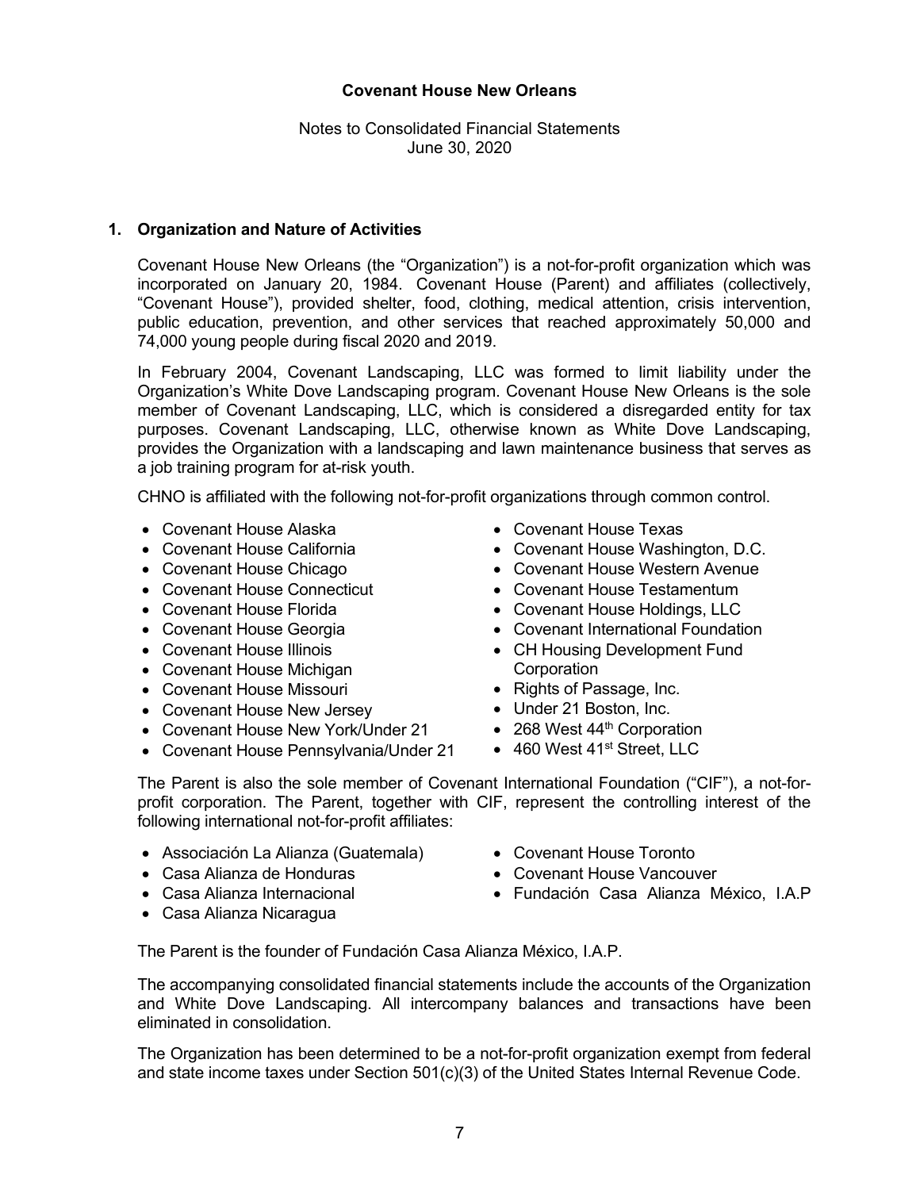# Covenant House New Orleans

Notes to Consolidated Financial Statements
June 30, 2020

## 1. Organization and Nature of Activities

Covenant House New Orleans (the "Organization") is a not-for-profit organization which was incorporated on January 20, 1984. Covenant House (Parent) and affiliates (collectively, "Covenant House"), provided shelter, food, clothing, medical attention, crisis intervention, public education, prevention, and other services that reached approximately 50,000 and 74,000 young people during fiscal 2020 and 2019.

In February 2004, Covenant Landscaping, LLC was formed to limit liability under the Organization's White Dove Landscaping program. Covenant House New Orleans is the sole member of Covenant Landscaping, LLC, which is considered a disregarded entity for tax purposes. Covenant Landscaping, LLC, otherwise known as White Dove Landscaping, provides the Organization with a landscaping and lawn maintenance business that serves as a job training program for at-risk youth.

CHNO is affiliated with the following not-for-profit organizations through common control.

- Covenant House Alaska
- Covenant House California
- Covenant House Chicago
- Covenant House Connecticut
- Covenant House Florida
- Covenant House Georgia
- Covenant House Illinois
- Covenant House Michigan
- Covenant House Missouri
- Covenant House New Jersey
- Covenant House New York/Under 21
- Covenant House Pennsylvania/Under 21
- Covenant House Texas
- Covenant House Washington, D.C.
- Covenant House Western Avenue
- Covenant House Testamentum
- Covenant House Holdings, LLC
- Covenant International Foundation
- CH Housing Development Fund Corporation
- Rights of Passage, Inc.
- Under 21 Boston, Inc.
- 268 West 44th Corporation
- 460 West 41st Street, LLC

The Parent is also the sole member of Covenant International Foundation ("CIF"), a not-for-profit corporation. The Parent, together with CIF, represent the controlling interest of the following international not-for-profit affiliates:

- Associación La Alianza (Guatemala)
- Casa Alianza de Honduras
- Casa Alianza Internacional
- Casa Alianza Nicaragua
- Covenant House Toronto
- Covenant House Vancouver
- Fundación Casa Alianza México, I.A.P

The Parent is the founder of Fundación Casa Alianza México, I.A.P.

The accompanying consolidated financial statements include the accounts of the Organization and White Dove Landscaping. All intercompany balances and transactions have been eliminated in consolidation.

The Organization has been determined to be a not-for-profit organization exempt from federal and state income taxes under Section 501(c)(3) of the United States Internal Revenue Code.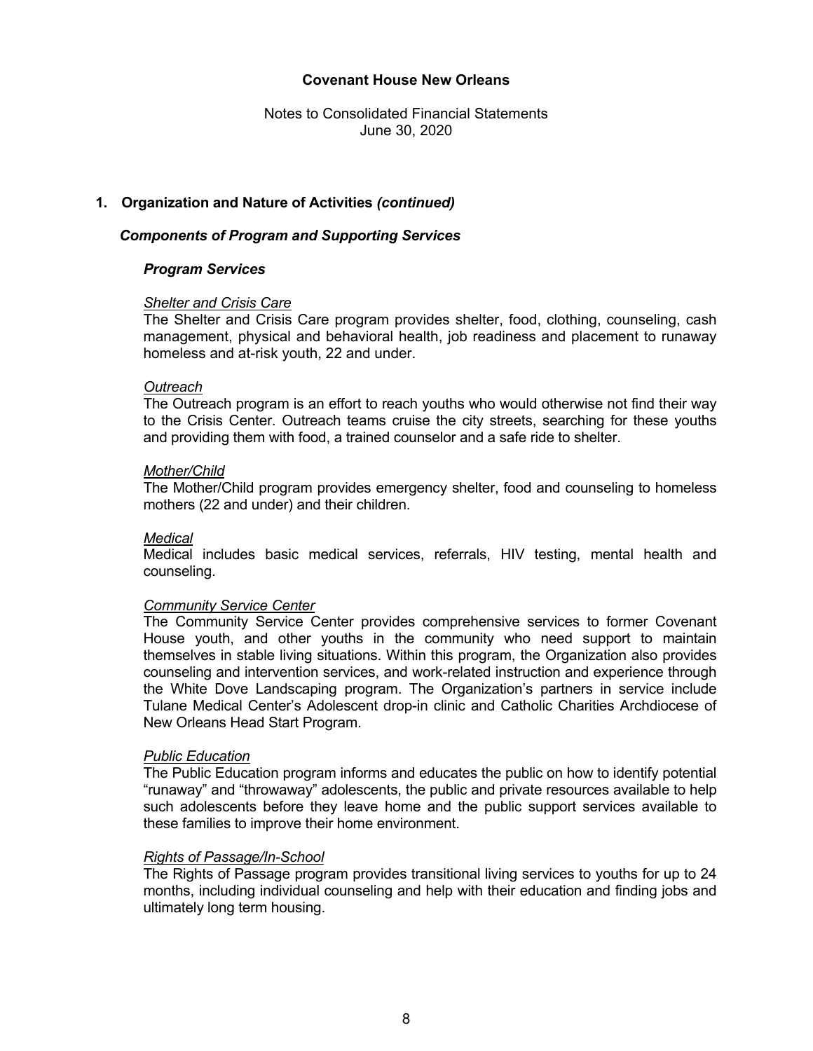**Covenant House New Orleans**

Notes to Consolidated Financial Statements
June 30, 2020

## 1. Organization and Nature of Activities *(continued)*

### *Components of Program and Supporting Services*

#### *Program Services*

*Shelter and Crisis Care*
The Shelter and Crisis Care program provides shelter, food, clothing, counseling, cash management, physical and behavioral health, job readiness and placement to runaway homeless and at-risk youth, 22 and under.

*Outreach*
The Outreach program is an effort to reach youths who would otherwise not find their way to the Crisis Center. Outreach teams cruise the city streets, searching for these youths and providing them with food, a trained counselor and a safe ride to shelter.

*Mother/Child*
The Mother/Child program provides emergency shelter, food and counseling to homeless mothers (22 and under) and their children.

*Medical*
Medical includes basic medical services, referrals, HIV testing, mental health and counseling.

*Community Service Center*
The Community Service Center provides comprehensive services to former Covenant House youth, and other youths in the community who need support to maintain themselves in stable living situations. Within this program, the Organization also provides counseling and intervention services, and work-related instruction and experience through the White Dove Landscaping program. The Organization's partners in service include Tulane Medical Center's Adolescent drop-in clinic and Catholic Charities Archdiocese of New Orleans Head Start Program.

*Public Education*
The Public Education program informs and educates the public on how to identify potential "runaway" and "throwaway" adolescents, the public and private resources available to help such adolescents before they leave home and the public support services available to these families to improve their home environment.

*Rights of Passage/In-School*
The Rights of Passage program provides transitional living services to youths for up to 24 months, including individual counseling and help with their education and finding jobs and ultimately long term housing.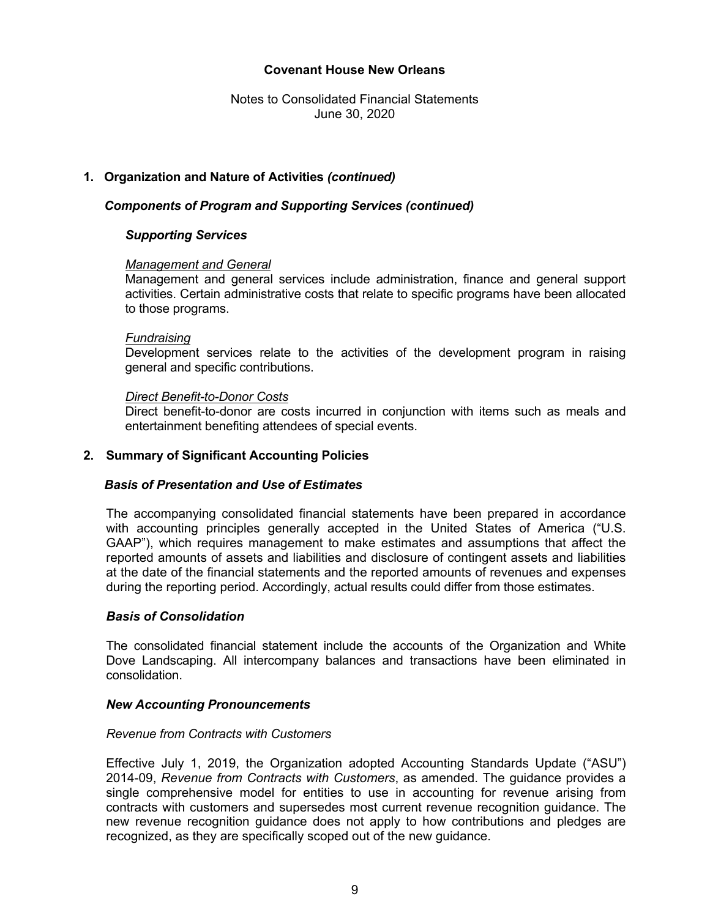## 1. Organization and Nature of Activities *(continued)*

### *Components of Program and Supporting Services (continued)*

#### *Supporting Services*

*Management and General*
Management and general services include administration, finance and general support activities. Certain administrative costs that relate to specific programs have been allocated to those programs.

*Fundraising*
Development services relate to the activities of the development program in raising general and specific contributions.

*Direct Benefit-to-Donor Costs*
Direct benefit-to-donor are costs incurred in conjunction with items such as meals and entertainment benefiting attendees of special events.

## 2. Summary of Significant Accounting Policies

### *Basis of Presentation and Use of Estimates*

The accompanying consolidated financial statements have been prepared in accordance with accounting principles generally accepted in the United States of America ("U.S. GAAP"), which requires management to make estimates and assumptions that affect the reported amounts of assets and liabilities and disclosure of contingent assets and liabilities at the date of the financial statements and the reported amounts of revenues and expenses during the reporting period. Accordingly, actual results could differ from those estimates.

### *Basis of Consolidation*

The consolidated financial statement include the accounts of the Organization and White Dove Landscaping. All intercompany balances and transactions have been eliminated in consolidation.

### *New Accounting Pronouncements*

*Revenue from Contracts with Customers*

Effective July 1, 2019, the Organization adopted Accounting Standards Update ("ASU") 2014-09, *Revenue from Contracts with Customers*, as amended. The guidance provides a single comprehensive model for entities to use in accounting for revenue arising from contracts with customers and supersedes most current revenue recognition guidance. The new revenue recognition guidance does not apply to how contributions and pledges are recognized, as they are specifically scoped out of the new guidance.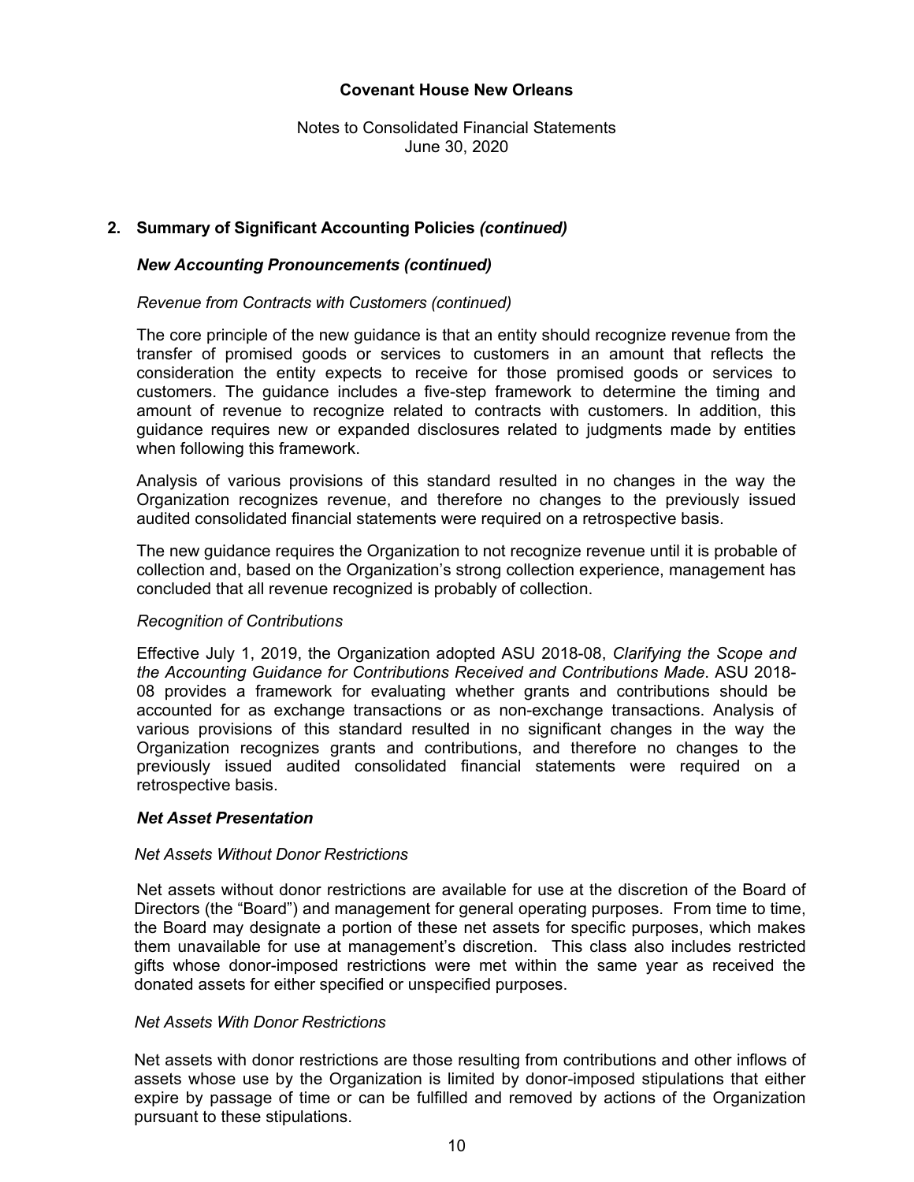**Covenant House New Orleans**

Notes to Consolidated Financial Statements
June 30, 2020

## 2. Summary of Significant Accounting Policies *(continued)*

### *New Accounting Pronouncements (continued)*

*Revenue from Contracts with Customers (continued)*

The core principle of the new guidance is that an entity should recognize revenue from the transfer of promised goods or services to customers in an amount that reflects the consideration the entity expects to receive for those promised goods or services to customers. The guidance includes a five-step framework to determine the timing and amount of revenue to recognize related to contracts with customers. In addition, this guidance requires new or expanded disclosures related to judgments made by entities when following this framework.

Analysis of various provisions of this standard resulted in no changes in the way the Organization recognizes revenue, and therefore no changes to the previously issued audited consolidated financial statements were required on a retrospective basis.

The new guidance requires the Organization to not recognize revenue until it is probable of collection and, based on the Organization's strong collection experience, management has concluded that all revenue recognized is probably of collection.

*Recognition of Contributions*

Effective July 1, 2019, the Organization adopted ASU 2018-08, *Clarifying the Scope and the Accounting Guidance for Contributions Received and Contributions Made*. ASU 2018-08 provides a framework for evaluating whether grants and contributions should be accounted for as exchange transactions or as non-exchange transactions. Analysis of various provisions of this standard resulted in no significant changes in the way the Organization recognizes grants and contributions, and therefore no changes to the previously issued audited consolidated financial statements were required on a retrospective basis.

### *Net Asset Presentation*

*Net Assets Without Donor Restrictions*

Net assets without donor restrictions are available for use at the discretion of the Board of Directors (the "Board") and management for general operating purposes. From time to time, the Board may designate a portion of these net assets for specific purposes, which makes them unavailable for use at management's discretion. This class also includes restricted gifts whose donor-imposed restrictions were met within the same year as received the donated assets for either specified or unspecified purposes.

*Net Assets With Donor Restrictions*

Net assets with donor restrictions are those resulting from contributions and other inflows of assets whose use by the Organization is limited by donor-imposed stipulations that either expire by passage of time or can be fulfilled and removed by actions of the Organization pursuant to these stipulations.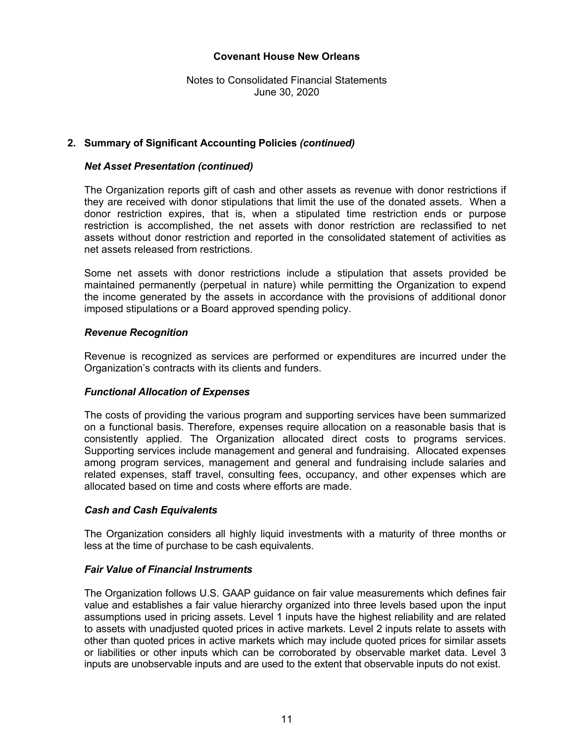**Covenant House New Orleans**

Notes to Consolidated Financial Statements
June 30, 2020

## 2. Summary of Significant Accounting Policies *(continued)*

### *Net Asset Presentation (continued)*

The Organization reports gift of cash and other assets as revenue with donor restrictions if they are received with donor stipulations that limit the use of the donated assets. When a donor restriction expires, that is, when a stipulated time restriction ends or purpose restriction is accomplished, the net assets with donor restriction are reclassified to net assets without donor restriction and reported in the consolidated statement of activities as net assets released from restrictions.

Some net assets with donor restrictions include a stipulation that assets provided be maintained permanently (perpetual in nature) while permitting the Organization to expend the income generated by the assets in accordance with the provisions of additional donor imposed stipulations or a Board approved spending policy.

### *Revenue Recognition*

Revenue is recognized as services are performed or expenditures are incurred under the Organization's contracts with its clients and funders.

### *Functional Allocation of Expenses*

The costs of providing the various program and supporting services have been summarized on a functional basis. Therefore, expenses require allocation on a reasonable basis that is consistently applied. The Organization allocated direct costs to programs services. Supporting services include management and general and fundraising. Allocated expenses among program services, management and general and fundraising include salaries and related expenses, staff travel, consulting fees, occupancy, and other expenses which are allocated based on time and costs where efforts are made.

### *Cash and Cash Equivalents*

The Organization considers all highly liquid investments with a maturity of three months or less at the time of purchase to be cash equivalents.

### *Fair Value of Financial Instruments*

The Organization follows U.S. GAAP guidance on fair value measurements which defines fair value and establishes a fair value hierarchy organized into three levels based upon the input assumptions used in pricing assets. Level 1 inputs have the highest reliability and are related to assets with unadjusted quoted prices in active markets. Level 2 inputs relate to assets with other than quoted prices in active markets which may include quoted prices for similar assets or liabilities or other inputs which can be corroborated by observable market data. Level 3 inputs are unobservable inputs and are used to the extent that observable inputs do not exist.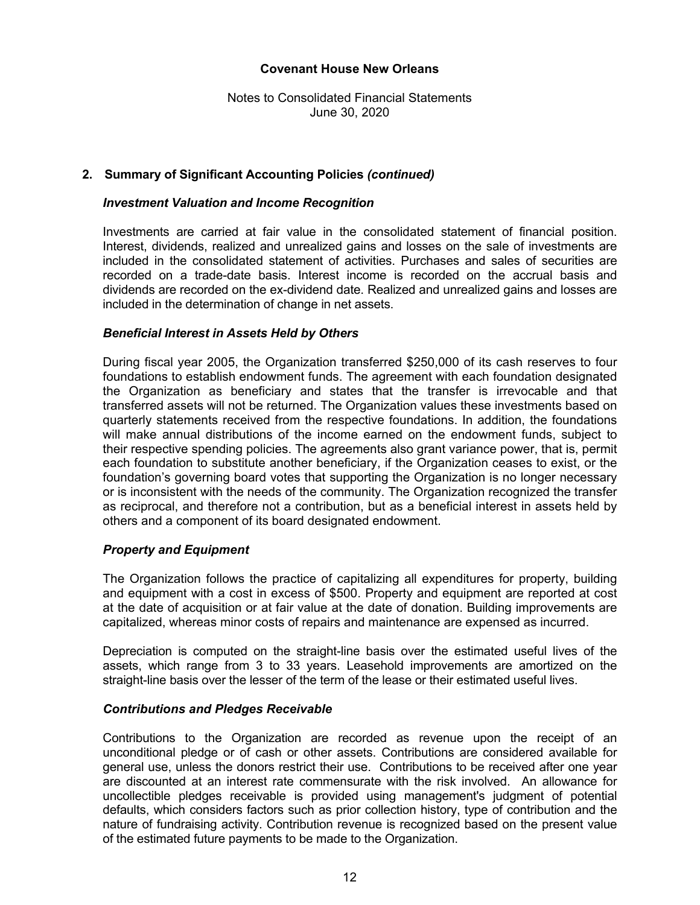## 2. Summary of Significant Accounting Policies *(continued)*

### *Investment Valuation and Income Recognition*

Investments are carried at fair value in the consolidated statement of financial position. Interest, dividends, realized and unrealized gains and losses on the sale of investments are included in the consolidated statement of activities. Purchases and sales of securities are recorded on a trade-date basis. Interest income is recorded on the accrual basis and dividends are recorded on the ex-dividend date. Realized and unrealized gains and losses are included in the determination of change in net assets.

### *Beneficial Interest in Assets Held by Others*

During fiscal year 2005, the Organization transferred $250,000 of its cash reserves to four foundations to establish endowment funds. The agreement with each foundation designated the Organization as beneficiary and states that the transfer is irrevocable and that transferred assets will not be returned. The Organization values these investments based on quarterly statements received from the respective foundations. In addition, the foundations will make annual distributions of the income earned on the endowment funds, subject to their respective spending policies. The agreements also grant variance power, that is, permit each foundation to substitute another beneficiary, if the Organization ceases to exist, or the foundation's governing board votes that supporting the Organization is no longer necessary or is inconsistent with the needs of the community. The Organization recognized the transfer as reciprocal, and therefore not a contribution, but as a beneficial interest in assets held by others and a component of its board designated endowment.

### *Property and Equipment*

The Organization follows the practice of capitalizing all expenditures for property, building and equipment with a cost in excess of $500. Property and equipment are reported at cost at the date of acquisition or at fair value at the date of donation. Building improvements are capitalized, whereas minor costs of repairs and maintenance are expensed as incurred.

Depreciation is computed on the straight-line basis over the estimated useful lives of the assets, which range from 3 to 33 years. Leasehold improvements are amortized on the straight-line basis over the lesser of the term of the lease or their estimated useful lives.

### *Contributions and Pledges Receivable*

Contributions to the Organization are recorded as revenue upon the receipt of an unconditional pledge or of cash or other assets. Contributions are considered available for general use, unless the donors restrict their use. Contributions to be received after one year are discounted at an interest rate commensurate with the risk involved. An allowance for uncollectible pledges receivable is provided using management's judgment of potential defaults, which considers factors such as prior collection history, type of contribution and the nature of fundraising activity. Contribution revenue is recognized based on the present value of the estimated future payments to be made to the Organization.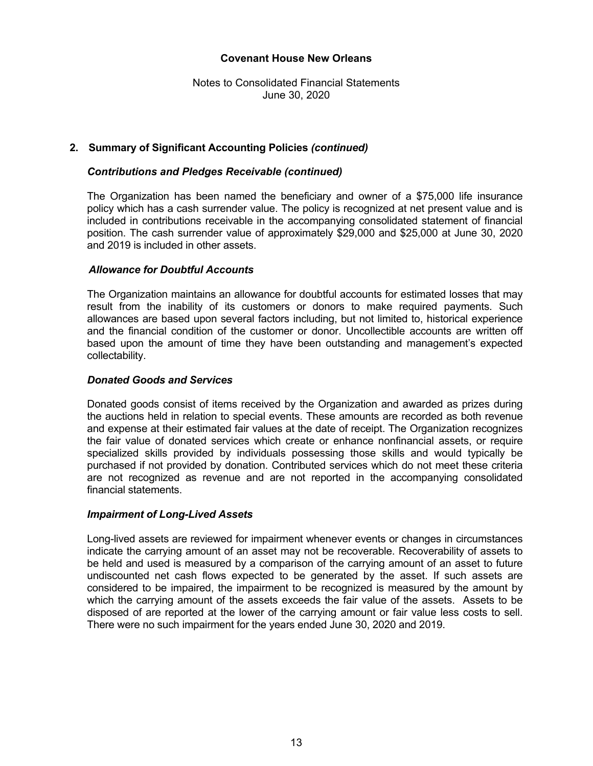**Covenant House New Orleans**

Notes to Consolidated Financial Statements
June 30, 2020

## 2. Summary of Significant Accounting Policies *(continued)*

### *Contributions and Pledges Receivable (continued)*

The Organization has been named the beneficiary and owner of a $75,000 life insurance policy which has a cash surrender value. The policy is recognized at net present value and is included in contributions receivable in the accompanying consolidated statement of financial position. The cash surrender value of approximately $29,000 and $25,000 at June 30, 2020 and 2019 is included in other assets.

### *Allowance for Doubtful Accounts*

The Organization maintains an allowance for doubtful accounts for estimated losses that may result from the inability of its customers or donors to make required payments. Such allowances are based upon several factors including, but not limited to, historical experience and the financial condition of the customer or donor. Uncollectible accounts are written off based upon the amount of time they have been outstanding and management's expected collectability.

### *Donated Goods and Services*

Donated goods consist of items received by the Organization and awarded as prizes during the auctions held in relation to special events. These amounts are recorded as both revenue and expense at their estimated fair values at the date of receipt. The Organization recognizes the fair value of donated services which create or enhance nonfinancial assets, or require specialized skills provided by individuals possessing those skills and would typically be purchased if not provided by donation. Contributed services which do not meet these criteria are not recognized as revenue and are not reported in the accompanying consolidated financial statements.

### *Impairment of Long-Lived Assets*

Long-lived assets are reviewed for impairment whenever events or changes in circumstances indicate the carrying amount of an asset may not be recoverable. Recoverability of assets to be held and used is measured by a comparison of the carrying amount of an asset to future undiscounted net cash flows expected to be generated by the asset. If such assets are considered to be impaired, the impairment to be recognized is measured by the amount by which the carrying amount of the assets exceeds the fair value of the assets. Assets to be disposed of are reported at the lower of the carrying amount or fair value less costs to sell. There were no such impairment for the years ended June 30, 2020 and 2019.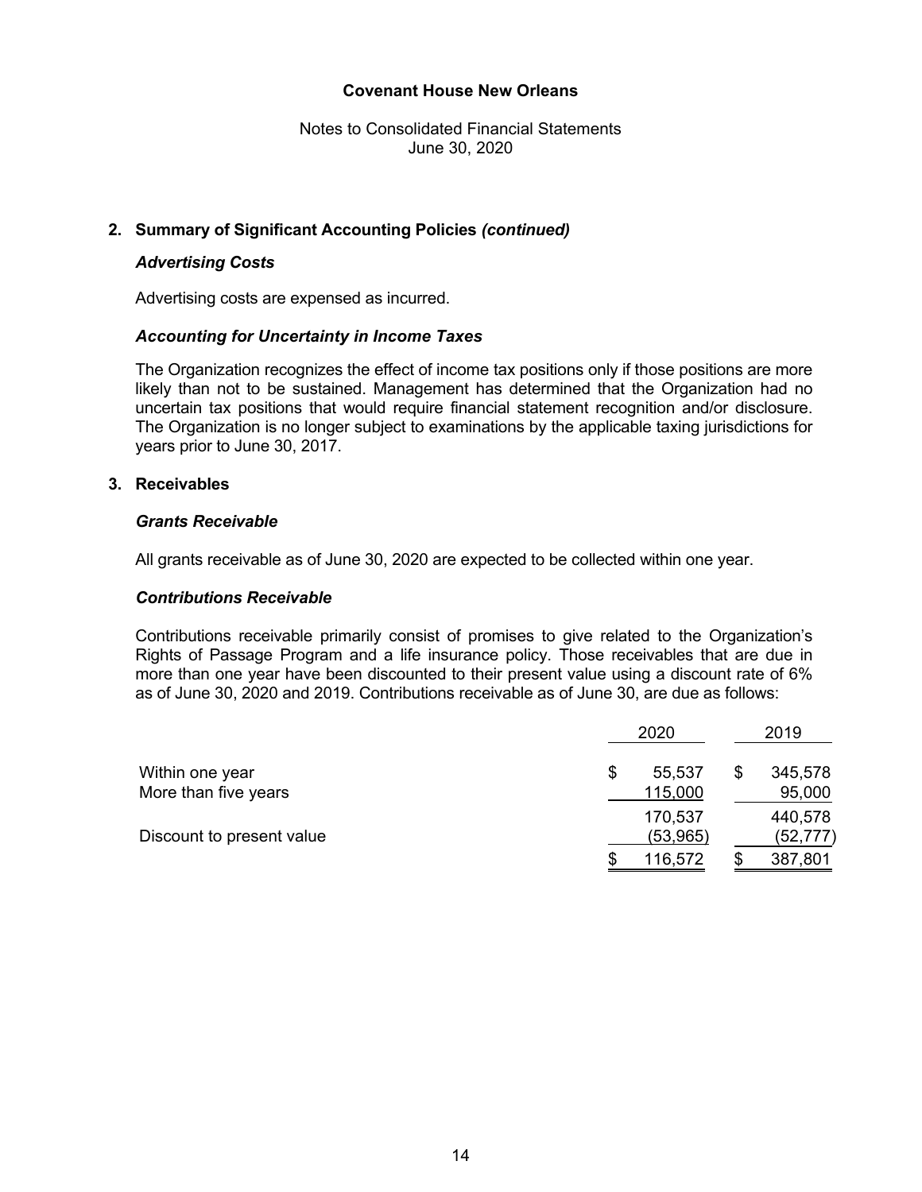**Covenant House New Orleans**

Notes to Consolidated Financial Statements
June 30, 2020

## 2. Summary of Significant Accounting Policies *(continued)*

### *Advertising Costs*

Advertising costs are expensed as incurred.

### *Accounting for Uncertainty in Income Taxes*

The Organization recognizes the effect of income tax positions only if those positions are more likely than not to be sustained. Management has determined that the Organization had no uncertain tax positions that would require financial statement recognition and/or disclosure. The Organization is no longer subject to examinations by the applicable taxing jurisdictions for years prior to June 30, 2017.

## 3. Receivables

### *Grants Receivable*

All grants receivable as of June 30, 2020 are expected to be collected within one year.

### *Contributions Receivable*

Contributions receivable primarily consist of promises to give related to the Organization's Rights of Passage Program and a life insurance policy. Those receivables that are due in more than one year have been discounted to their present value using a discount rate of 6% as of June 30, 2020 and 2019. Contributions receivable as of June 30, are due as follows:

| | 2020 | 2019 |
|---|---|---|
| Within one year | $ 55,537 | $ 345,578 |
| More than five years | 115,000 | 95,000 |
| | 170,537 | 440,578 |
| Discount to present value | (53,965) | (52,777) |
| | $ 116,572 | $ 387,801 |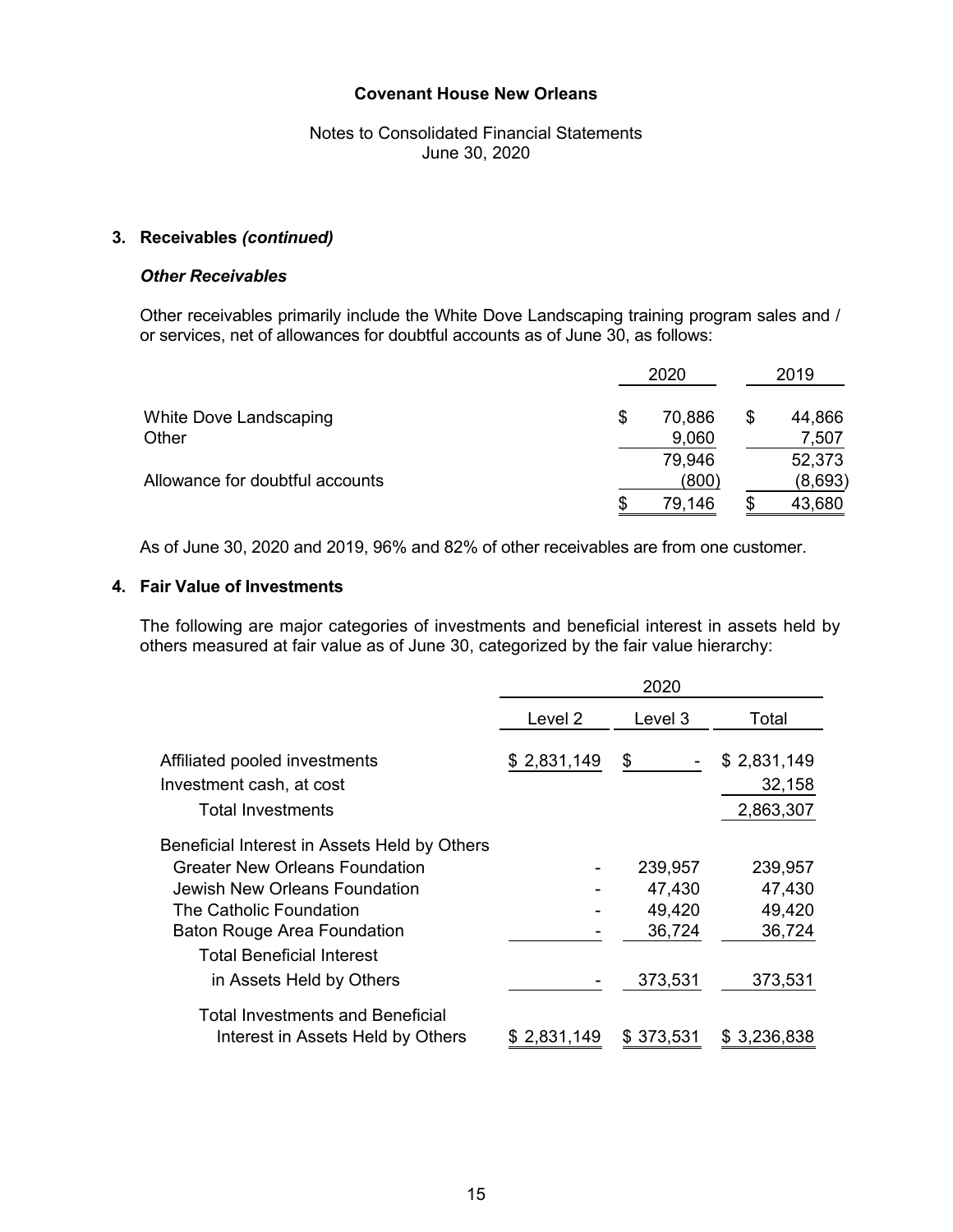**Covenant House New Orleans**

Notes to Consolidated Financial Statements
June 30, 2020

**3. Receivables *(continued)***

***Other Receivables***

Other receivables primarily include the White Dove Landscaping training program sales and / or services, net of allowances for doubtful accounts as of June 30, as follows:

| | 2020 | 2019 |
|---|---|---|
| White Dove Landscaping | $ 70,886 | $ 44,866 |
| Other | 9,060 | 7,507 |
| | 79,946 | 52,373 |
| Allowance for doubtful accounts | (800) | (8,693) |
| | $ 79,146 | $ 43,680 |

As of June 30, 2020 and 2019, 96% and 82% of other receivables are from one customer.

**4. Fair Value of Investments**

The following are major categories of investments and beneficial interest in assets held by others measured at fair value as of June 30, categorized by the fair value hierarchy:

| | 2020 | | |
|---|---|---|---|
| | Level 2 | Level 3 | Total |
| Affiliated pooled investments | $ 2,831,149 | $ - | $ 2,831,149 |
| Investment cash, at cost | | | 32,158 |
| Total Investments | | | 2,863,307 |
| Beneficial Interest in Assets Held by Others | | | |
| Greater New Orleans Foundation | - | 239,957 | 239,957 |
| Jewish New Orleans Foundation | - | 47,430 | 47,430 |
| The Catholic Foundation | - | 49,420 | 49,420 |
| Baton Rouge Area Foundation | - | 36,724 | 36,724 |
| Total Beneficial Interest in Assets Held by Others | - | 373,531 | 373,531 |
| Total Investments and Beneficial Interest in Assets Held by Others | $ 2,831,149 | $ 373,531 | $ 3,236,838 |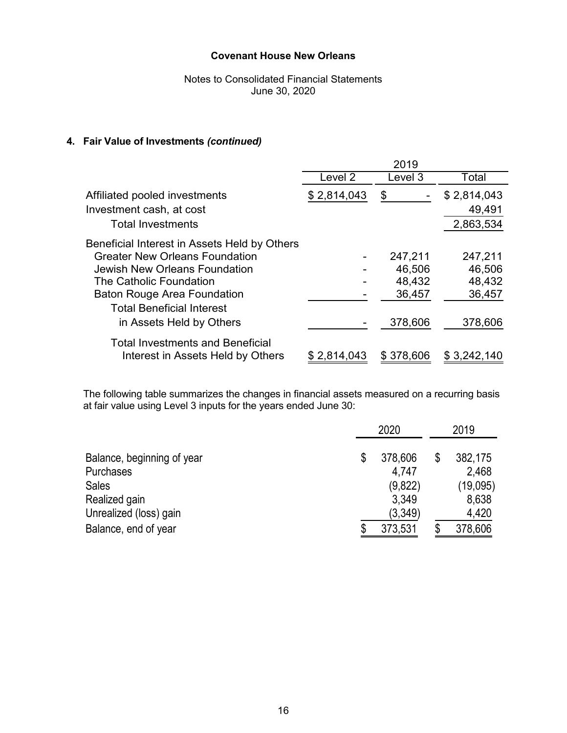Covenant House New Orleans

Notes to Consolidated Financial Statements
June 30, 2020

### 4. Fair Value of Investments *(continued)*

| | 2019 | | |
|---|---|---|---|
| | Level 2 | Level 3 | Total |
| Affiliated pooled investments | $ 2,814,043 | $ - | $ 2,814,043 |
| Investment cash, at cost | | | 49,491 |
| Total Investments | | | 2,863,534 |
| Beneficial Interest in Assets Held by Others | | | |
| Greater New Orleans Foundation | - | 247,211 | 247,211 |
| Jewish New Orleans Foundation | - | 46,506 | 46,506 |
| The Catholic Foundation | - | 48,432 | 48,432 |
| Baton Rouge Area Foundation | - | 36,457 | 36,457 |
| Total Beneficial Interest in Assets Held by Others | - | 378,606 | 378,606 |
| Total Investments and Beneficial Interest in Assets Held by Others | $ 2,814,043 | $ 378,606 | $ 3,242,140 |

The following table summarizes the changes in financial assets measured on a recurring basis at fair value using Level 3 inputs for the years ended June 30:

| | 2020 | 2019 |
|---|---|---|
| Balance, beginning of year | $ 378,606 | $ 382,175 |
| Purchases | 4,747 | 2,468 |
| Sales | (9,822) | (19,095) |
| Realized gain | 3,349 | 8,638 |
| Unrealized (loss) gain | (3,349) | 4,420 |
| Balance, end of year | $ 373,531 | $ 378,606 |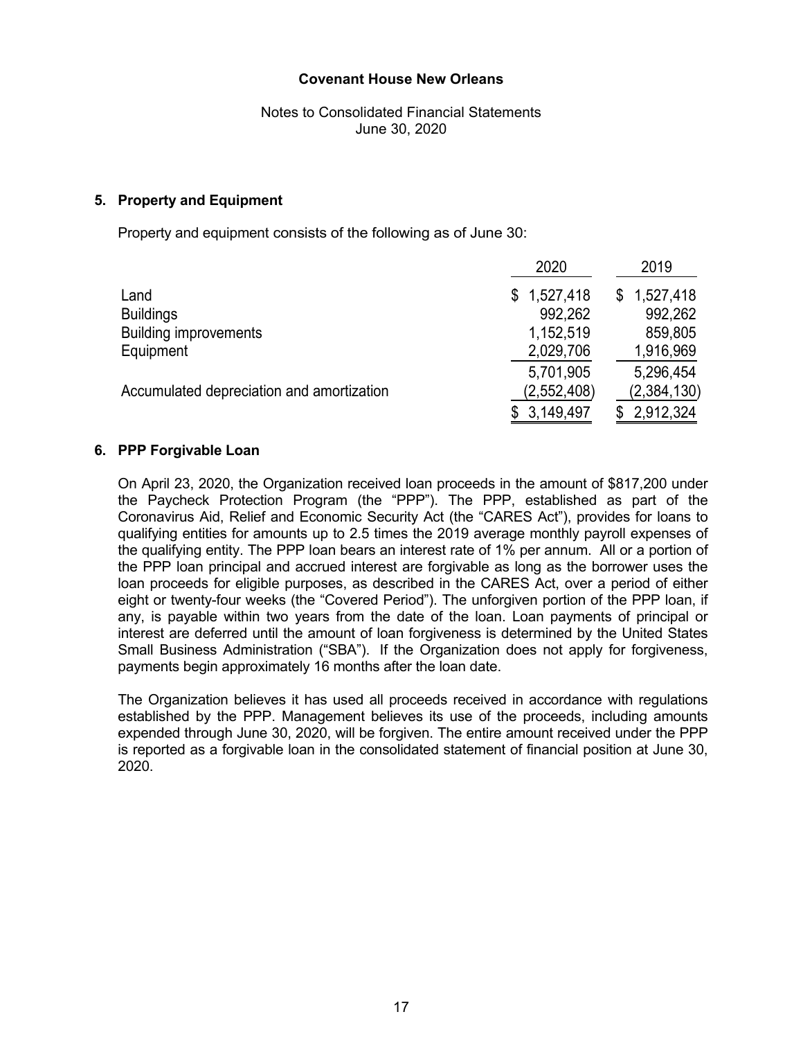# Covenant House New Orleans

Notes to Consolidated Financial Statements
June 30, 2020

## 5. Property and Equipment

Property and equipment consists of the following as of June 30:

| | 2020 | 2019 |
|---|---|---|
| Land | $ 1,527,418 | $ 1,527,418 |
| Buildings | 992,262 | 992,262 |
| Building improvements | 1,152,519 | 859,805 |
| Equipment | 2,029,706 | 1,916,969 |
| | 5,701,905 | 5,296,454 |
| Accumulated depreciation and amortization | (2,552,408) | (2,384,130) |
| | $ 3,149,497 | $ 2,912,324 |

## 6. PPP Forgivable Loan

On April 23, 2020, the Organization received loan proceeds in the amount of $817,200 under the Paycheck Protection Program (the "PPP"). The PPP, established as part of the Coronavirus Aid, Relief and Economic Security Act (the "CARES Act"), provides for loans to qualifying entities for amounts up to 2.5 times the 2019 average monthly payroll expenses of the qualifying entity. The PPP loan bears an interest rate of 1% per annum. All or a portion of the PPP loan principal and accrued interest are forgivable as long as the borrower uses the loan proceeds for eligible purposes, as described in the CARES Act, over a period of either eight or twenty-four weeks (the "Covered Period"). The unforgiven portion of the PPP loan, if any, is payable within two years from the date of the loan. Loan payments of principal or interest are deferred until the amount of loan forgiveness is determined by the United States Small Business Administration ("SBA"). If the Organization does not apply for forgiveness, payments begin approximately 16 months after the loan date.

The Organization believes it has used all proceeds received in accordance with regulations established by the PPP. Management believes its use of the proceeds, including amounts expended through June 30, 2020, will be forgiven. The entire amount received under the PPP is reported as a forgivable loan in the consolidated statement of financial position at June 30, 2020.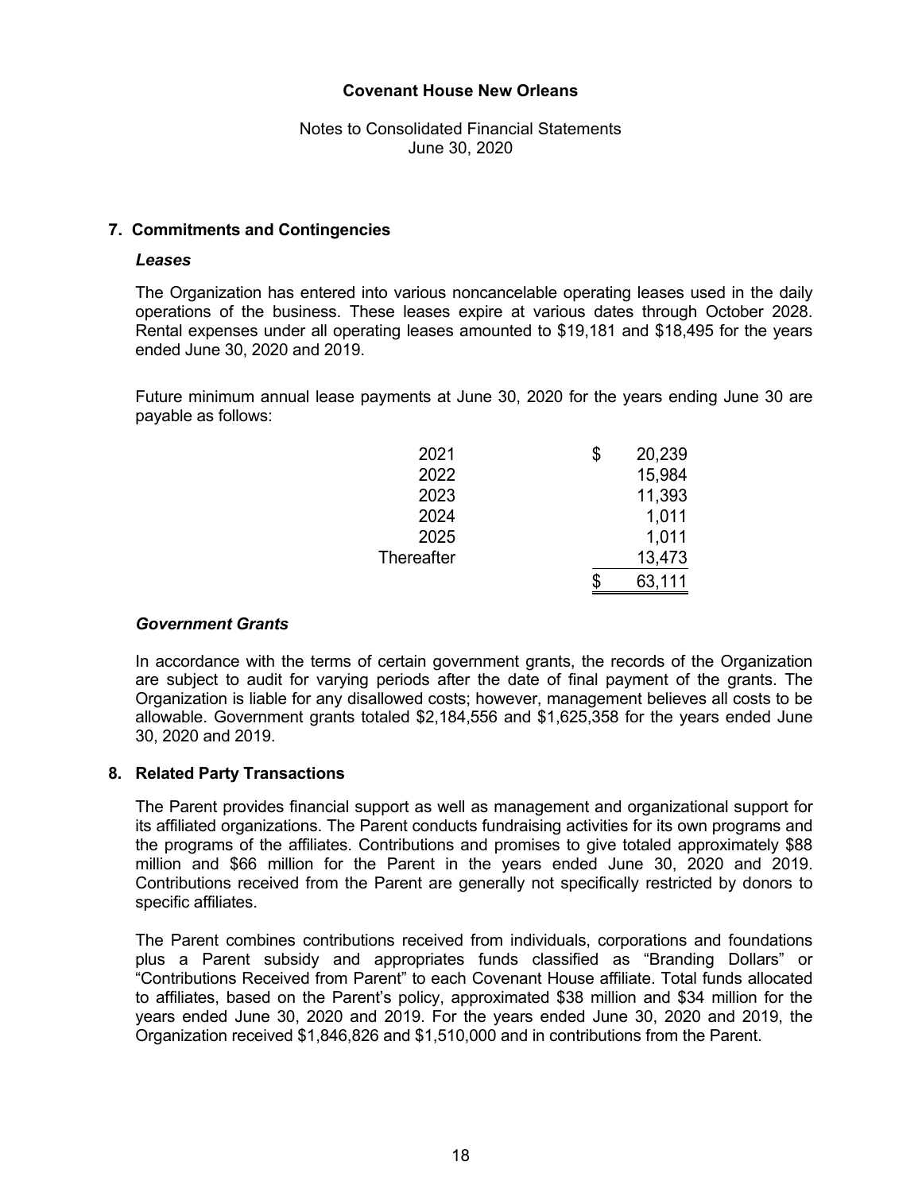# Covenant House New Orleans

Notes to Consolidated Financial Statements
June 30, 2020

## 7. Commitments and Contingencies

### *Leases*

The Organization has entered into various noncancelable operating leases used in the daily operations of the business. These leases expire at various dates through October 2028. Rental expenses under all operating leases amounted to $19,181 and $18,495 for the years ended June 30, 2020 and 2019.

Future minimum annual lease payments at June 30, 2020 for the years ending June 30 are payable as follows:

| | |
|---|---|
| 2021 | $ 20,239 |
| 2022 | 15,984 |
| 2023 | 11,393 |
| 2024 | 1,011 |
| 2025 | 1,011 |
| Thereafter | 13,473 |
| | $ 63,111 |

### *Government Grants*

In accordance with the terms of certain government grants, the records of the Organization are subject to audit for varying periods after the date of final payment of the grants. The Organization is liable for any disallowed costs; however, management believes all costs to be allowable. Government grants totaled $2,184,556 and $1,625,358 for the years ended June 30, 2020 and 2019.

## 8. Related Party Transactions

The Parent provides financial support as well as management and organizational support for its affiliated organizations. The Parent conducts fundraising activities for its own programs and the programs of the affiliates. Contributions and promises to give totaled approximately $88 million and $66 million for the Parent in the years ended June 30, 2020 and 2019. Contributions received from the Parent are generally not specifically restricted by donors to specific affiliates.

The Parent combines contributions received from individuals, corporations and foundations plus a Parent subsidy and appropriates funds classified as "Branding Dollars" or "Contributions Received from Parent" to each Covenant House affiliate. Total funds allocated to affiliates, based on the Parent's policy, approximated $38 million and $34 million for the years ended June 30, 2020 and 2019. For the years ended June 30, 2020 and 2019, the Organization received $1,846,826 and $1,510,000 and in contributions from the Parent.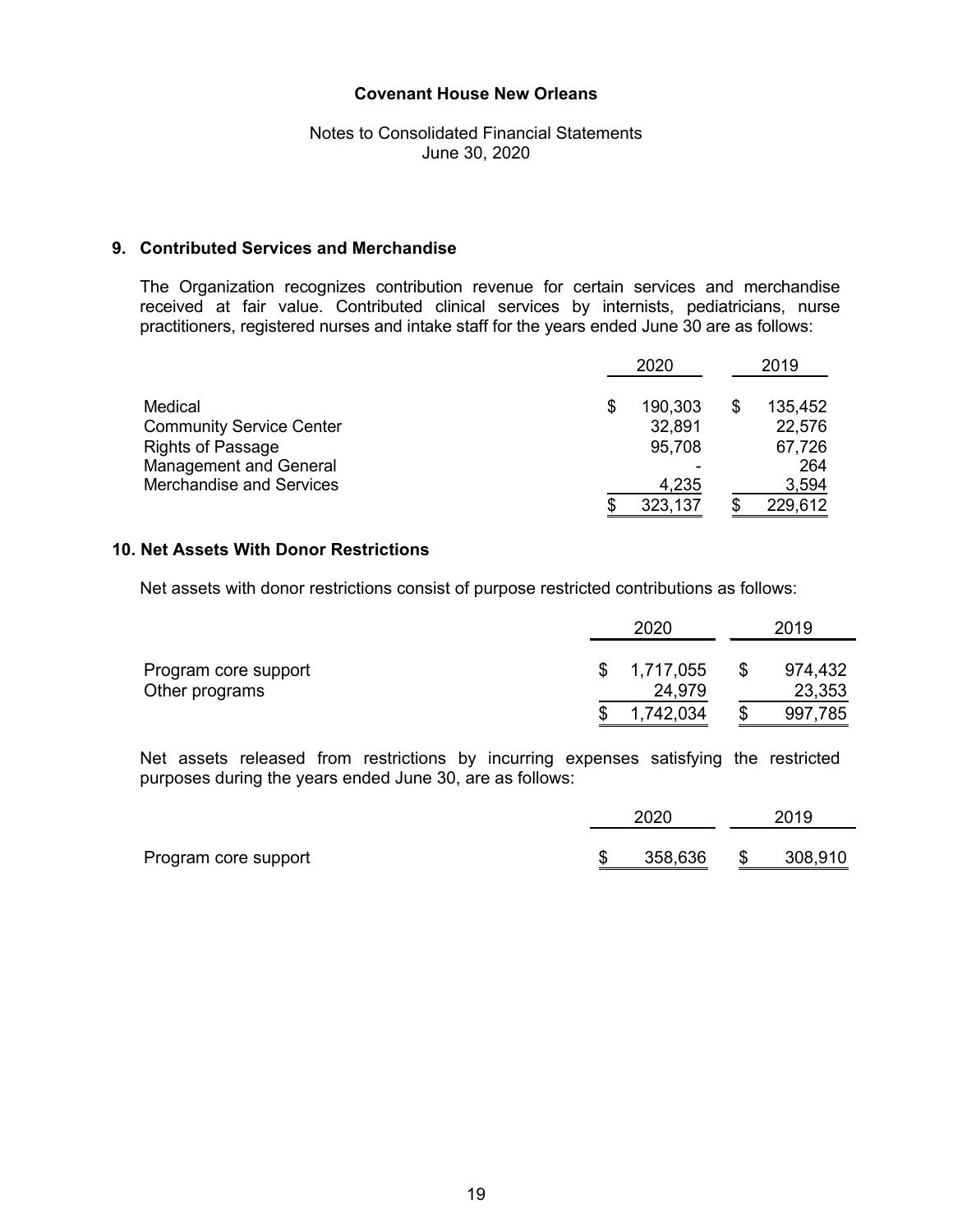# Covenant House New Orleans

Notes to Consolidated Financial Statements
June 30, 2020

## 9. Contributed Services and Merchandise

The Organization recognizes contribution revenue for certain services and merchandise received at fair value. Contributed clinical services by internists, pediatricians, nurse practitioners, registered nurses and intake staff for the years ended June 30 are as follows:

| | 2020 | 2019 |
|---|---|---|
| Medical | $ 190,303 | $ 135,452 |
| Community Service Center | 32,891 | 22,576 |
| Rights of Passage | 95,708 | 67,726 |
| Management and General | - | 264 |
| Merchandise and Services | 4,235 | 3,594 |
| | $ 323,137 | $ 229,612 |

## 10. Net Assets With Donor Restrictions

Net assets with donor restrictions consist of purpose restricted contributions as follows:

| | 2020 | 2019 |
|---|---|---|
| Program core support | $ 1,717,055 | $ 974,432 |
| Other programs | 24,979 | 23,353 |
| | $ 1,742,034 | $ 997,785 |

Net assets released from restrictions by incurring expenses satisfying the restricted purposes during the years ended June 30, are as follows:

| | 2020 | 2019 |
|---|---|---|
| Program core support | $ 358,636 | $ 308,910 |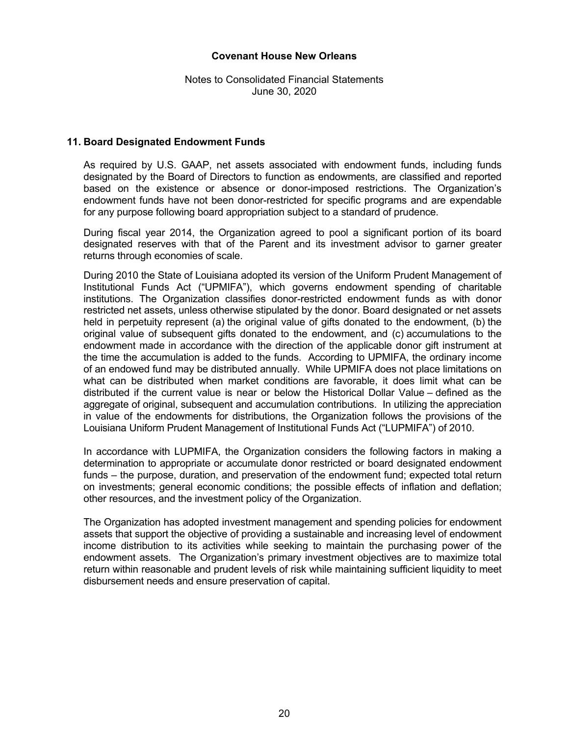## 11. Board Designated Endowment Funds

As required by U.S. GAAP, net assets associated with endowment funds, including funds designated by the Board of Directors to function as endowments, are classified and reported based on the existence or absence or donor-imposed restrictions. The Organization's endowment funds have not been donor-restricted for specific programs and are expendable for any purpose following board appropriation subject to a standard of prudence.

During fiscal year 2014, the Organization agreed to pool a significant portion of its board designated reserves with that of the Parent and its investment advisor to garner greater returns through economies of scale.

During 2010 the State of Louisiana adopted its version of the Uniform Prudent Management of Institutional Funds Act ("UPMIFA"), which governs endowment spending of charitable institutions. The Organization classifies donor-restricted endowment funds as with donor restricted net assets, unless otherwise stipulated by the donor. Board designated or net assets held in perpetuity represent (a) the original value of gifts donated to the endowment, (b) the original value of subsequent gifts donated to the endowment, and (c) accumulations to the endowment made in accordance with the direction of the applicable donor gift instrument at the time the accumulation is added to the funds. According to UPMIFA, the ordinary income of an endowed fund may be distributed annually. While UPMIFA does not place limitations on what can be distributed when market conditions are favorable, it does limit what can be distributed if the current value is near or below the Historical Dollar Value – defined as the aggregate of original, subsequent and accumulation contributions. In utilizing the appreciation in value of the endowments for distributions, the Organization follows the provisions of the Louisiana Uniform Prudent Management of Institutional Funds Act ("LUPMIFA") of 2010.

In accordance with LUPMIFA, the Organization considers the following factors in making a determination to appropriate or accumulate donor restricted or board designated endowment funds – the purpose, duration, and preservation of the endowment fund; expected total return on investments; general economic conditions; the possible effects of inflation and deflation; other resources, and the investment policy of the Organization.

The Organization has adopted investment management and spending policies for endowment assets that support the objective of providing a sustainable and increasing level of endowment income distribution to its activities while seeking to maintain the purchasing power of the endowment assets. The Organization's primary investment objectives are to maximize total return within reasonable and prudent levels of risk while maintaining sufficient liquidity to meet disbursement needs and ensure preservation of capital.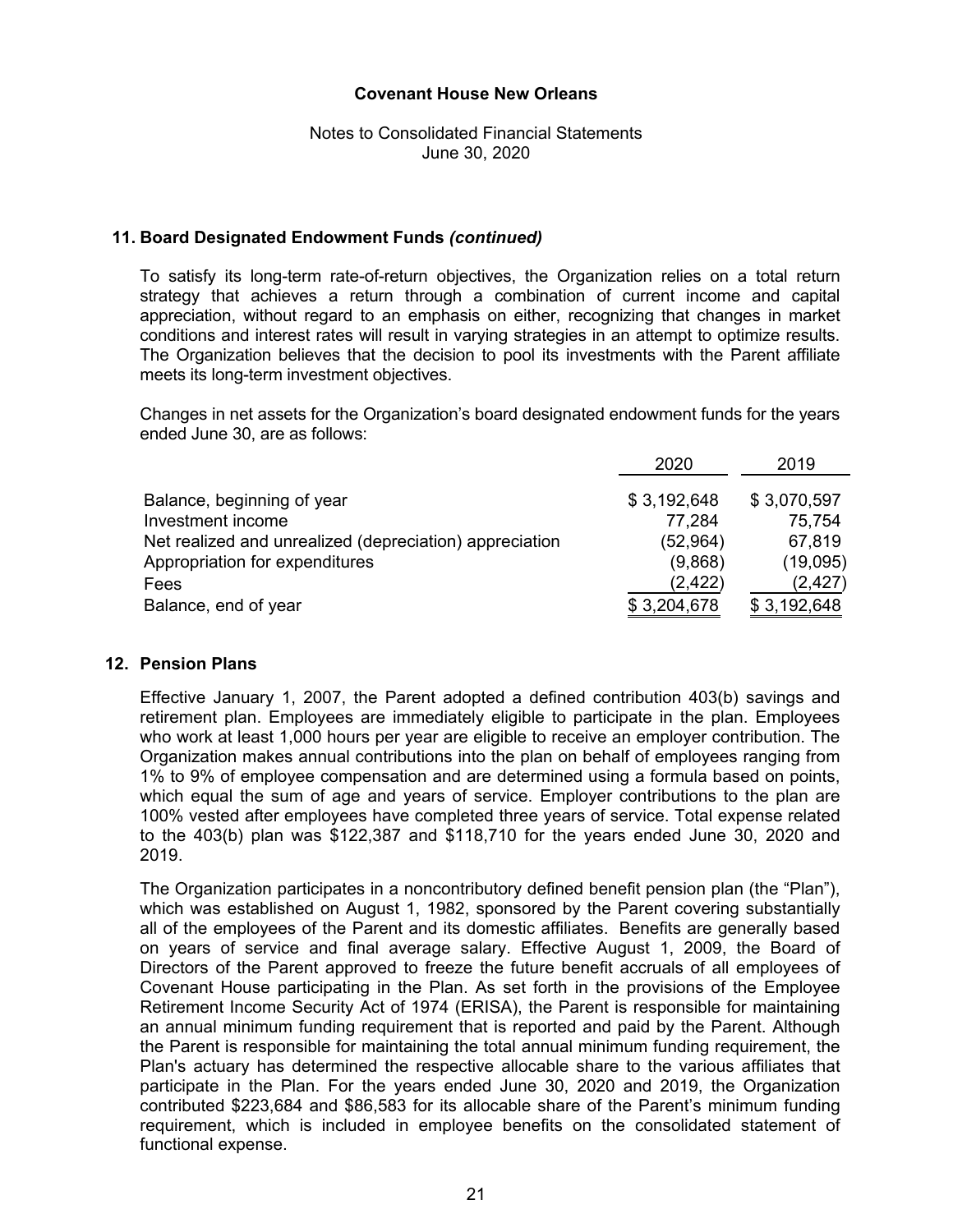## 11. Board Designated Endowment Funds *(continued)*

To satisfy its long-term rate-of-return objectives, the Organization relies on a total return strategy that achieves a return through a combination of current income and capital appreciation, without regard to an emphasis on either, recognizing that changes in market conditions and interest rates will result in varying strategies in an attempt to optimize results. The Organization believes that the decision to pool its investments with the Parent affiliate meets its long-term investment objectives.

Changes in net assets for the Organization's board designated endowment funds for the years ended June 30, are as follows:

| | 2020 | 2019 |
|---|---|---|
| Balance, beginning of year | $ 3,192,648 | $ 3,070,597 |
| Investment income | 77,284 | 75,754 |
| Net realized and unrealized (depreciation) appreciation | (52,964) | 67,819 |
| Appropriation for expenditures | (9,868) | (19,095) |
| Fees | (2,422) | (2,427) |
| Balance, end of year | $ 3,204,678 | $ 3,192,648 |

## 12. Pension Plans

Effective January 1, 2007, the Parent adopted a defined contribution 403(b) savings and retirement plan. Employees are immediately eligible to participate in the plan. Employees who work at least 1,000 hours per year are eligible to receive an employer contribution. The Organization makes annual contributions into the plan on behalf of employees ranging from 1% to 9% of employee compensation and are determined using a formula based on points, which equal the sum of age and years of service. Employer contributions to the plan are 100% vested after employees have completed three years of service. Total expense related to the 403(b) plan was $122,387 and $118,710 for the years ended June 30, 2020 and 2019.

The Organization participates in a noncontributory defined benefit pension plan (the "Plan"), which was established on August 1, 1982, sponsored by the Parent covering substantially all of the employees of the Parent and its domestic affiliates. Benefits are generally based on years of service and final average salary. Effective August 1, 2009, the Board of Directors of the Parent approved to freeze the future benefit accruals of all employees of Covenant House participating in the Plan. As set forth in the provisions of the Employee Retirement Income Security Act of 1974 (ERISA), the Parent is responsible for maintaining an annual minimum funding requirement that is reported and paid by the Parent. Although the Parent is responsible for maintaining the total annual minimum funding requirement, the Plan's actuary has determined the respective allocable share to the various affiliates that participate in the Plan. For the years ended June 30, 2020 and 2019, the Organization contributed $223,684 and $86,583 for its allocable share of the Parent's minimum funding requirement, which is included in employee benefits on the consolidated statement of functional expense.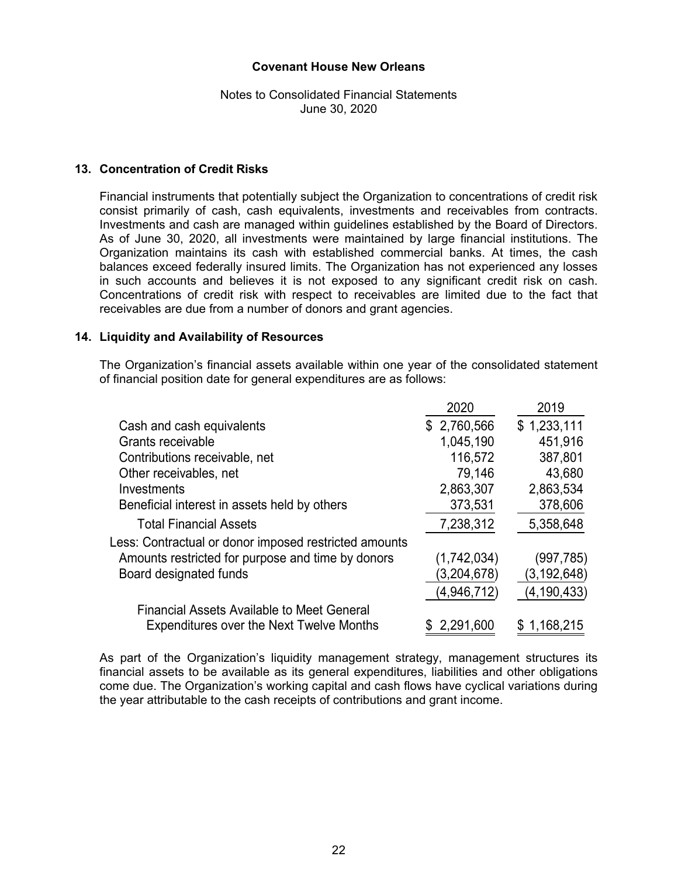# Covenant House New Orleans

Notes to Consolidated Financial Statements
June 30, 2020

## 13. Concentration of Credit Risks

Financial instruments that potentially subject the Organization to concentrations of credit risk consist primarily of cash, cash equivalents, investments and receivables from contracts. Investments and cash are managed within guidelines established by the Board of Directors. As of June 30, 2020, all investments were maintained by large financial institutions. The Organization maintains its cash with established commercial banks. At times, the cash balances exceed federally insured limits. The Organization has not experienced any losses in such accounts and believes it is not exposed to any significant credit risk on cash. Concentrations of credit risk with respect to receivables are limited due to the fact that receivables are due from a number of donors and grant agencies.

## 14. Liquidity and Availability of Resources

The Organization's financial assets available within one year of the consolidated statement of financial position date for general expenditures are as follows:

| | 2020 | 2019 |
|---|---|---|
| Cash and cash equivalents | $ 2,760,566 | $ 1,233,111 |
| Grants receivable | 1,045,190 | 451,916 |
| Contributions receivable, net | 116,572 | 387,801 |
| Other receivables, net | 79,146 | 43,680 |
| Investments | 2,863,307 | 2,863,534 |
| Beneficial interest in assets held by others | 373,531 | 378,606 |
| Total Financial Assets | 7,238,312 | 5,358,648 |
| Less: Contractual or donor imposed restricted amounts | | |
| Amounts restricted for purpose and time by donors | (1,742,034) | (997,785) |
| Board designated funds | (3,204,678) | (3,192,648) |
| | (4,946,712) | (4,190,433) |
| Financial Assets Available to Meet General Expenditures over the Next Twelve Months | $ 2,291,600 | $ 1,168,215 |

As part of the Organization's liquidity management strategy, management structures its financial assets to be available as its general expenditures, liabilities and other obligations come due. The Organization's working capital and cash flows have cyclical variations during the year attributable to the cash receipts of contributions and grant income.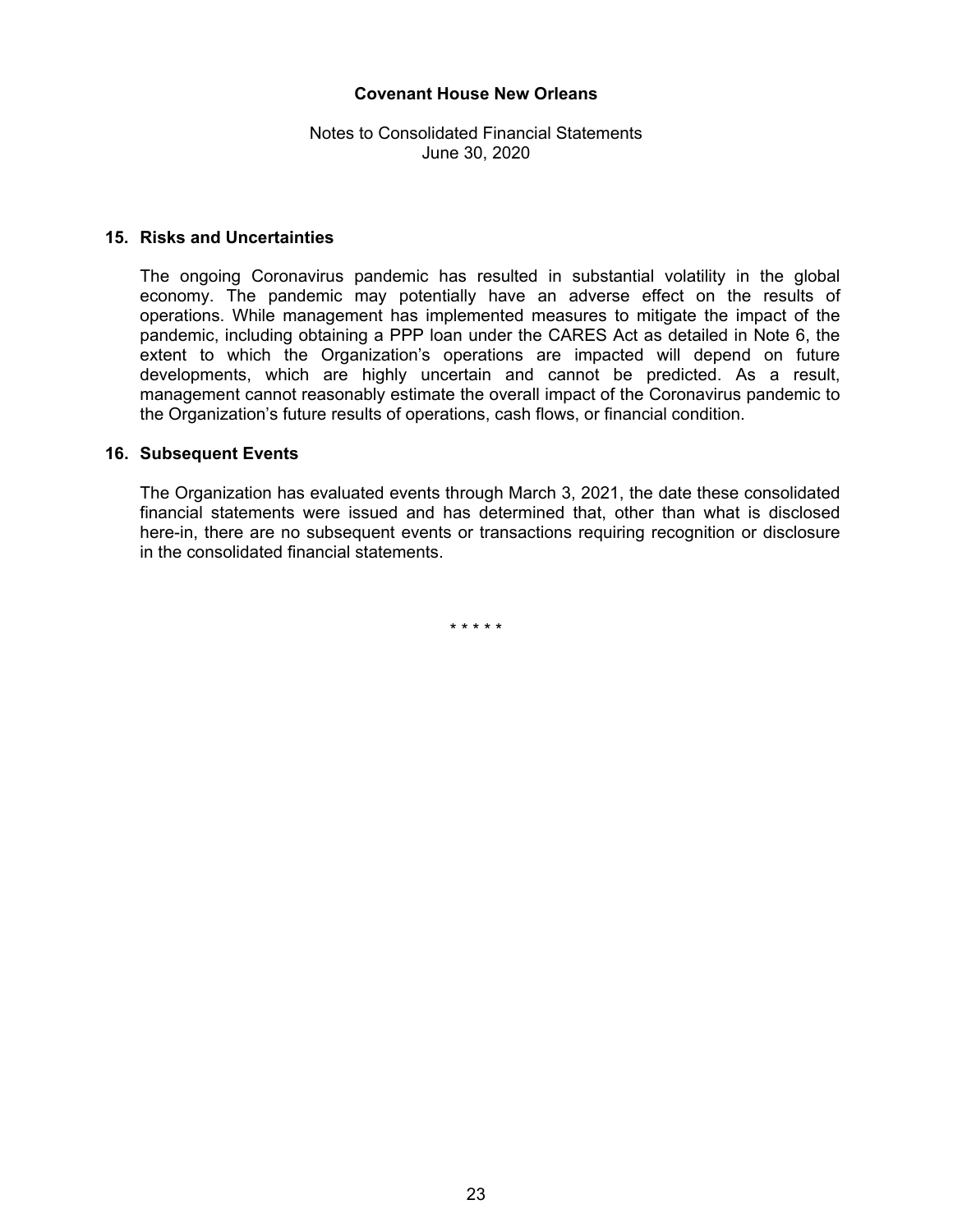**Covenant House New Orleans**

Notes to Consolidated Financial Statements
June 30, 2020

## 15. Risks and Uncertainties

The ongoing Coronavirus pandemic has resulted in substantial volatility in the global economy. The pandemic may potentially have an adverse effect on the results of operations. While management has implemented measures to mitigate the impact of the pandemic, including obtaining a PPP loan under the CARES Act as detailed in Note 6, the extent to which the Organization's operations are impacted will depend on future developments, which are highly uncertain and cannot be predicted. As a result, management cannot reasonably estimate the overall impact of the Coronavirus pandemic to the Organization's future results of operations, cash flows, or financial condition.

## 16. Subsequent Events

The Organization has evaluated events through March 3, 2021, the date these consolidated financial statements were issued and has determined that, other than what is disclosed here-in, there are no subsequent events or transactions requiring recognition or disclosure in the consolidated financial statements.

* * * * *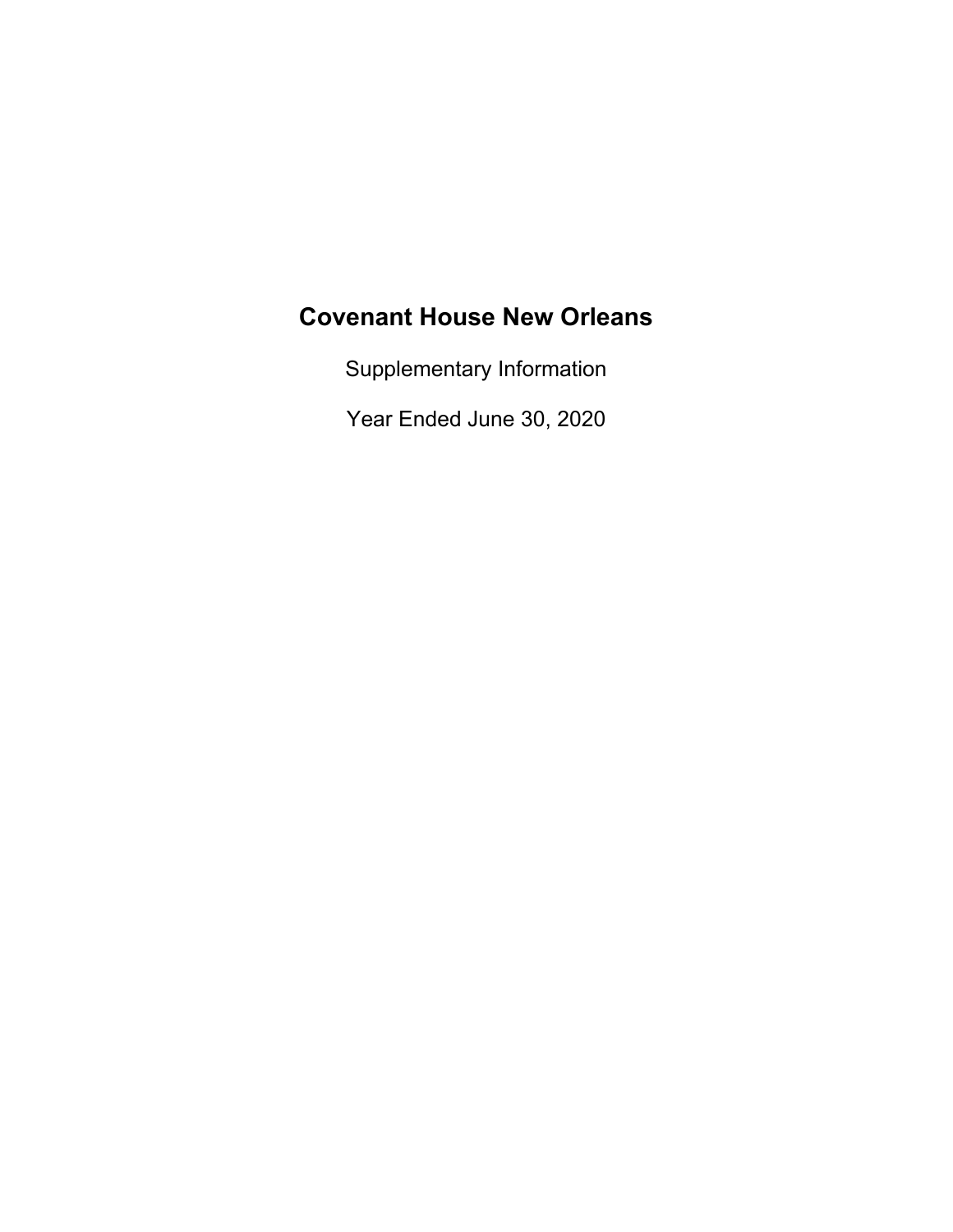# Covenant House New Orleans

Supplementary Information

Year Ended June 30, 2020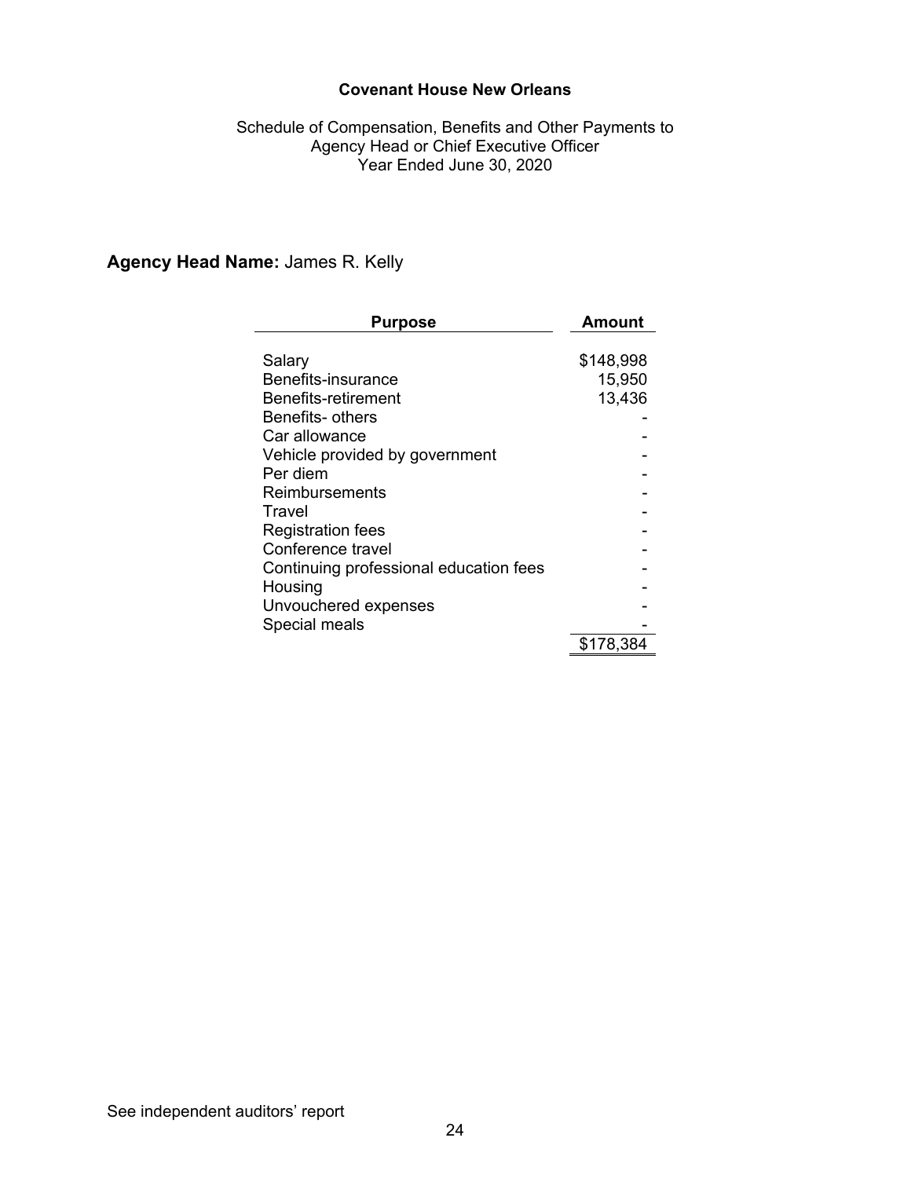# Covenant House New Orleans

Schedule of Compensation, Benefits and Other Payments to
Agency Head or Chief Executive Officer
Year Ended June 30, 2020

**Agency Head Name:** James R. Kelly

| Purpose | Amount |
|---|---|
| Salary | $148,998 |
| Benefits-insurance | 15,950 |
| Benefits-retirement | 13,436 |
| Benefits- others | - |
| Car allowance | - |
| Vehicle provided by government | - |
| Per diem | - |
| Reimbursements | - |
| Travel | - |
| Registration fees | - |
| Conference travel | - |
| Continuing professional education fees | - |
| Housing | - |
| Unvouchered expenses | - |
| Special meals | - |
| | $178,384 |

See independent auditors' report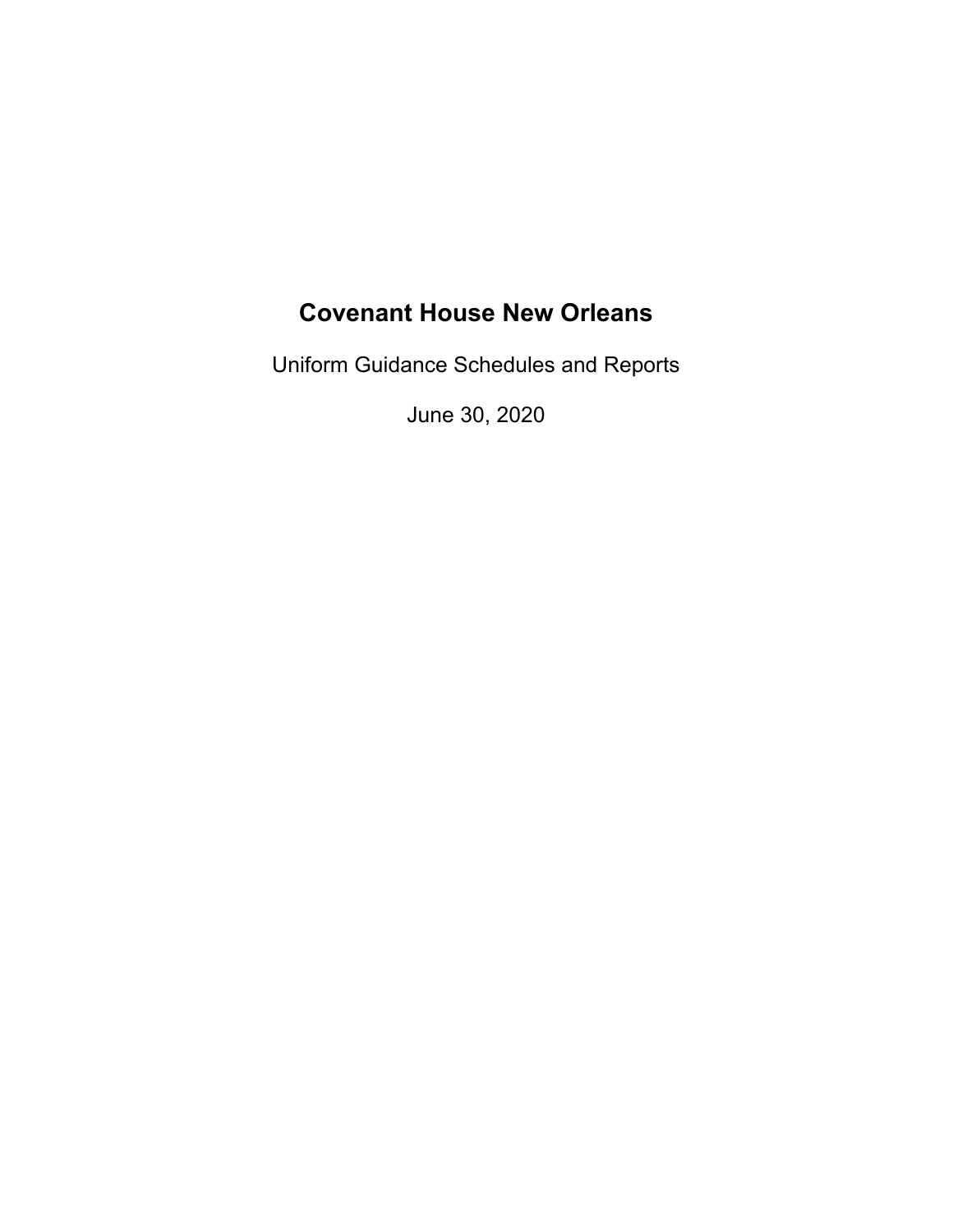# Covenant House New Orleans

Uniform Guidance Schedules and Reports

June 30, 2020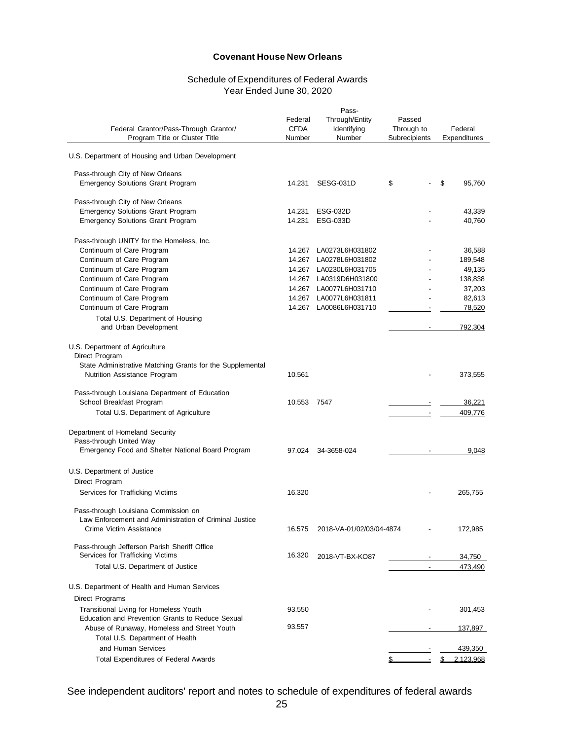**Covenant House New Orleans**

Schedule of Expenditures of Federal Awards
Year Ended June 30, 2020

| Federal Grantor/Pass-Through Grantor/ Program Title or Cluster Title | Federal CFDA Number | Pass-Through/Entity Identifying Number | Passed Through to Subrecipients | Federal Expenditures |
|---|---|---|---|---|
| U.S. Department of Housing and Urban Development | | | | |
| Pass-through City of New Orleans | | | | |
| Emergency Solutions Grant Program | 14.231 | SESG-031D | $ - | $ 95,760 |
| Pass-through City of New Orleans | | | | |
| Emergency Solutions Grant Program | 14.231 | ESG-032D | - | 43,339 |
| Emergency Solutions Grant Program | 14.231 | ESG-033D | - | 40,760 |
| Pass-through UNITY for the Homeless, Inc. | | | | |
| Continuum of Care Program | 14.267 | LA0273L6H031802 | - | 36,588 |
| Continuum of Care Program | 14.267 | LA0278L6H031802 | - | 189,548 |
| Continuum of Care Program | 14.267 | LA0230L6H031705 | - | 49,135 |
| Continuum of Care Program | 14.267 | LA0319D6H031800 | - | 138,838 |
| Continuum of Care Program | 14.267 | LA0077L6H031710 | - | 37,203 |
| Continuum of Care Program | 14.267 | LA0077L6H031811 | - | 82,613 |
| Continuum of Care Program | 14.267 | LA0086L6H031710 | - | 78,520 |
| Total U.S. Department of Housing and Urban Development | | | - | 792,304 |
| U.S. Department of Agriculture | | | | |
| Direct Program | | | | |
| State Administrative Matching Grants for the Supplemental Nutrition Assistance Program | 10.561 | | - | 373,555 |
| Pass-through Louisiana Department of Education | | | | |
| School Breakfast Program | 10.553 | 7547 | - | 36,221 |
| Total U.S. Department of Agriculture | | | - | 409,776 |
| Department of Homeland Security | | | | |
| Pass-through United Way | | | | |
| Emergency Food and Shelter National Board Program | 97.024 | 34-3658-024 | - | 9,048 |
| U.S. Department of Justice | | | | |
| Direct Program | | | | |
| Services for Trafficking Victims | 16.320 | | - | 265,755 |
| Pass-through Louisiana Commission on Law Enforcement and Administration of Criminal Justice | | | | |
| Crime Victim Assistance | 16.575 | 2018-VA-01/02/03/04-4874 | - | 172,985 |
| Pass-through Jefferson Parish Sheriff Office | | | | |
| Services for Trafficking Victims | 16.320 | 2018-VT-BX-KO87 | - | 34,750 |
| Total U.S. Department of Justice | | | - | 473,490 |
| U.S. Department of Health and Human Services | | | | |
| Direct Programs | | | | |
| Transitional Living for Homeless Youth | 93.550 | | - | 301,453 |
| Education and Prevention Grants to Reduce Sexual Abuse of Runaway, Homeless and Street Youth | 93.557 | | - | 137,897 |
| Total U.S. Department of Health and Human Services | | | - | 439,350 |
| Total Expenditures of Federal Awards | | | $ - | $ 2,123,968 |

See independent auditors' report and notes to schedule of expenditures of federal awards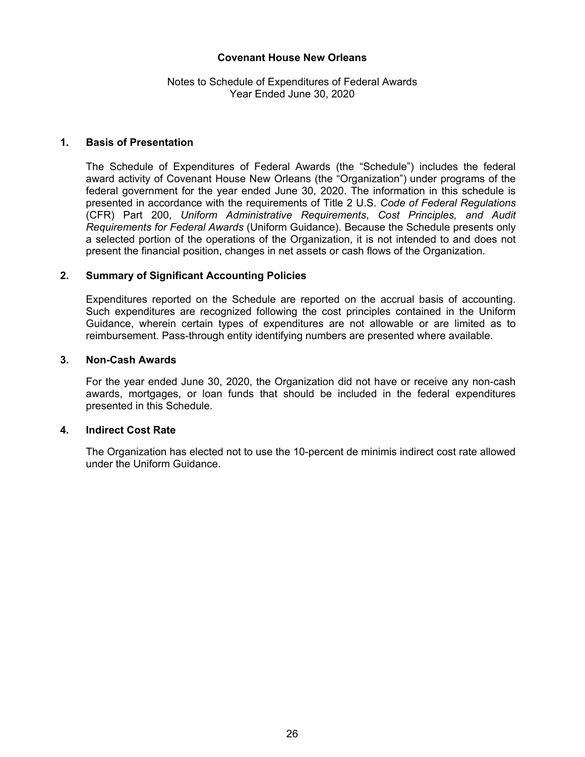**Covenant House New Orleans**

Notes to Schedule of Expenditures of Federal Awards
Year Ended June 30, 2020

## 1. Basis of Presentation

The Schedule of Expenditures of Federal Awards (the "Schedule") includes the federal award activity of Covenant House New Orleans (the "Organization") under programs of the federal government for the year ended June 30, 2020. The information in this schedule is presented in accordance with the requirements of Title 2 U.S. *Code of Federal Regulations* (CFR) Part 200, *Uniform Administrative Requirements*, *Cost Principles, and Audit Requirements for Federal Awards* (Uniform Guidance). Because the Schedule presents only a selected portion of the operations of the Organization, it is not intended to and does not present the financial position, changes in net assets or cash flows of the Organization.

## 2. Summary of Significant Accounting Policies

Expenditures reported on the Schedule are reported on the accrual basis of accounting. Such expenditures are recognized following the cost principles contained in the Uniform Guidance, wherein certain types of expenditures are not allowable or are limited as to reimbursement. Pass-through entity identifying numbers are presented where available.

## 3. Non-Cash Awards

For the year ended June 30, 2020, the Organization did not have or receive any non-cash awards, mortgages, or loan funds that should be included in the federal expenditures presented in this Schedule.

## 4. Indirect Cost Rate

The Organization has elected not to use the 10-percent de minimis indirect cost rate allowed under the Uniform Guidance.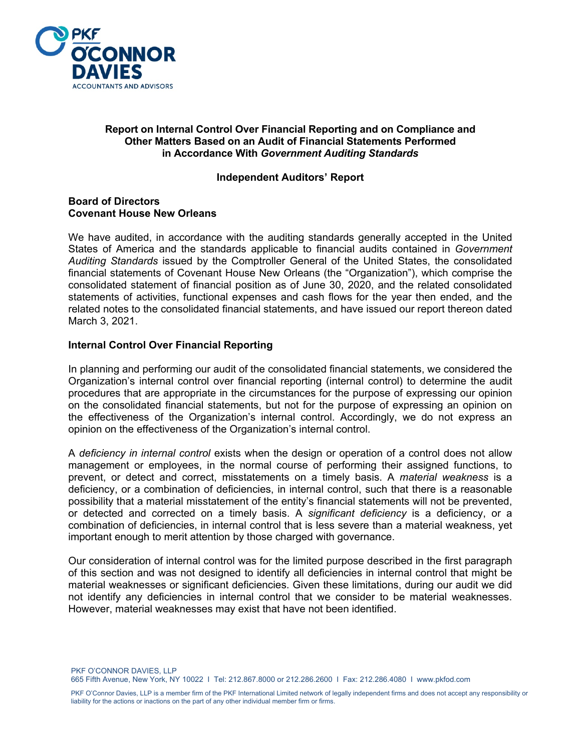PKF O'CONNOR DAVIES
ACCOUNTANTS AND ADVISORS

## Report on Internal Control Over Financial Reporting and on Compliance and Other Matters Based on an Audit of Financial Statements Performed in Accordance With *Government Auditing Standards*

### Independent Auditors' Report

**Board of Directors**
**Covenant House New Orleans**

We have audited, in accordance with the auditing standards generally accepted in the United States of America and the standards applicable to financial audits contained in *Government Auditing Standards* issued by the Comptroller General of the United States, the consolidated financial statements of Covenant House New Orleans (the "Organization"), which comprise the consolidated statement of financial position as of June 30, 2020, and the related consolidated statements of activities, functional expenses and cash flows for the year then ended, and the related notes to the consolidated financial statements, and have issued our report thereon dated March 3, 2021.

### Internal Control Over Financial Reporting

In planning and performing our audit of the consolidated financial statements, we considered the Organization's internal control over financial reporting (internal control) to determine the audit procedures that are appropriate in the circumstances for the purpose of expressing our opinion on the consolidated financial statements, but not for the purpose of expressing an opinion on the effectiveness of the Organization's internal control. Accordingly, we do not express an opinion on the effectiveness of the Organization's internal control.

A *deficiency in internal control* exists when the design or operation of a control does not allow management or employees, in the normal course of performing their assigned functions, to prevent, or detect and correct, misstatements on a timely basis. A *material weakness* is a deficiency, or a combination of deficiencies, in internal control, such that there is a reasonable possibility that a material misstatement of the entity's financial statements will not be prevented, or detected and corrected on a timely basis. A *significant deficiency* is a deficiency, or a combination of deficiencies, in internal control that is less severe than a material weakness, yet important enough to merit attention by those charged with governance.

Our consideration of internal control was for the limited purpose described in the first paragraph of this section and was not designed to identify all deficiencies in internal control that might be material weaknesses or significant deficiencies. Given these limitations, during our audit we did not identify any deficiencies in internal control that we consider to be material weaknesses. However, material weaknesses may exist that have not been identified.

PKF O'CONNOR DAVIES, LLP
665 Fifth Avenue, New York, NY 10022 I Tel: 212.867.8000 or 212.286.2600 I Fax: 212.286.4080 I www.pkfod.com

PKF O'Connor Davies, LLP is a member firm of the PKF International Limited network of legally independent firms and does not accept any responsibility or liability for the actions or inactions on the part of any other individual member firm or firms.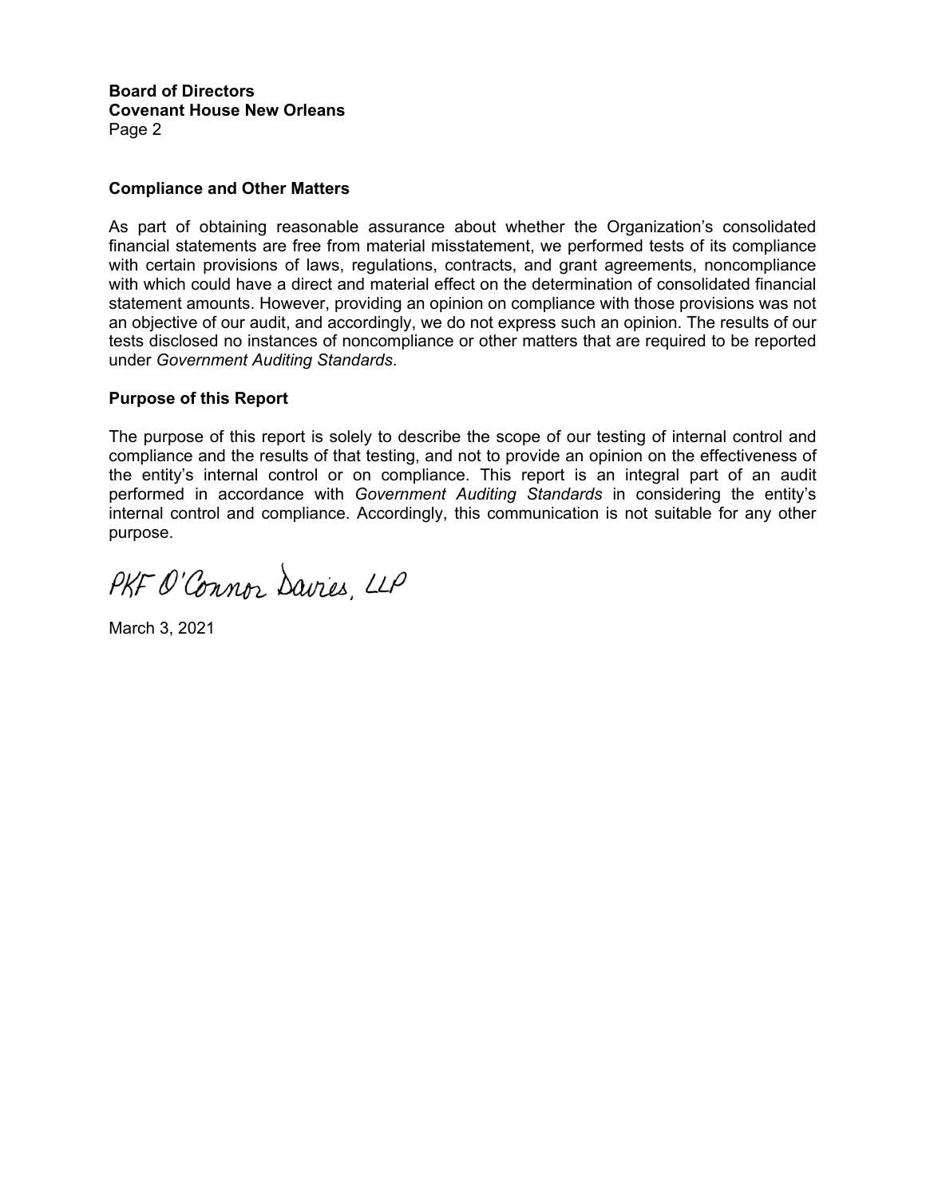**Board of Directors**
**Covenant House New Orleans**
Page 2

### Compliance and Other Matters

As part of obtaining reasonable assurance about whether the Organization's consolidated financial statements are free from material misstatement, we performed tests of its compliance with certain provisions of laws, regulations, contracts, and grant agreements, noncompliance with which could have a direct and material effect on the determination of consolidated financial statement amounts. However, providing an opinion on compliance with those provisions was not an objective of our audit, and accordingly, we do not express such an opinion. The results of our tests disclosed no instances of noncompliance or other matters that are required to be reported under *Government Auditing Standards*.

### Purpose of this Report

The purpose of this report is solely to describe the scope of our testing of internal control and compliance and the results of that testing, and not to provide an opinion on the effectiveness of the entity's internal control or on compliance. This report is an integral part of an audit performed in accordance with *Government Auditing Standards* in considering the entity's internal control and compliance. Accordingly, this communication is not suitable for any other purpose.

PKF O'Connor Davies, LLP

March 3, 2021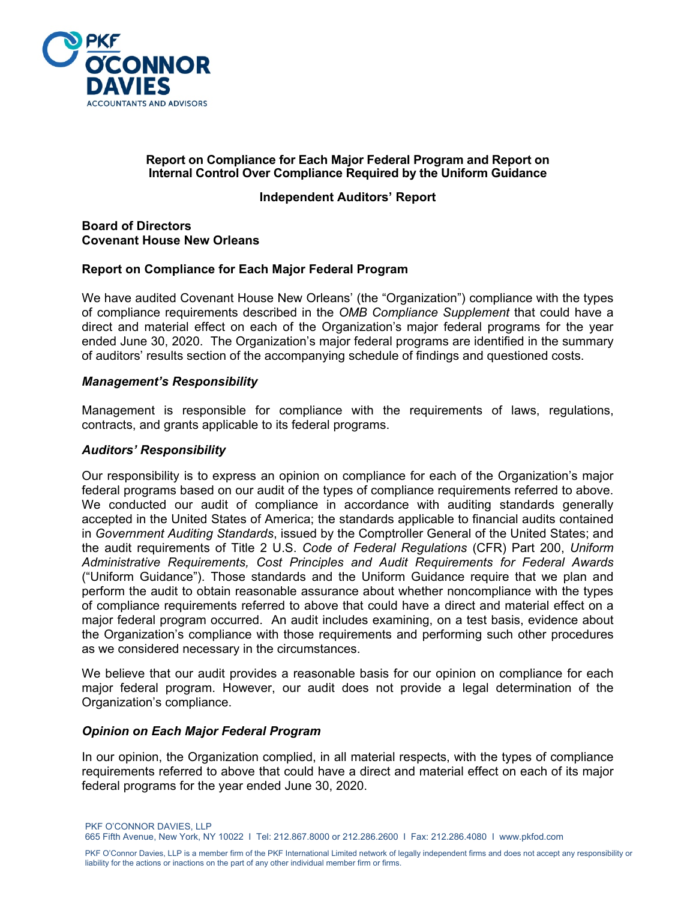## Report on Compliance for Each Major Federal Program and Report on Internal Control Over Compliance Required by the Uniform Guidance

### Independent Auditors' Report

**Board of Directors**
**Covenant House New Orleans**

### Report on Compliance for Each Major Federal Program

We have audited Covenant House New Orleans' (the "Organization") compliance with the types of compliance requirements described in the *OMB Compliance Supplement* that could have a direct and material effect on each of the Organization's major federal programs for the year ended June 30, 2020. The Organization's major federal programs are identified in the summary of auditors' results section of the accompanying schedule of findings and questioned costs.

#### *Management's Responsibility*

Management is responsible for compliance with the requirements of laws, regulations, contracts, and grants applicable to its federal programs.

#### *Auditors' Responsibility*

Our responsibility is to express an opinion on compliance for each of the Organization's major federal programs based on our audit of the types of compliance requirements referred to above. We conducted our audit of compliance in accordance with auditing standards generally accepted in the United States of America; the standards applicable to financial audits contained in *Government Auditing Standards*, issued by the Comptroller General of the United States; and the audit requirements of Title 2 U.S. *Code of Federal Regulations* (CFR) Part 200, *Uniform Administrative Requirements, Cost Principles and Audit Requirements for Federal Awards* ("Uniform Guidance"). Those standards and the Uniform Guidance require that we plan and perform the audit to obtain reasonable assurance about whether noncompliance with the types of compliance requirements referred to above that could have a direct and material effect on a major federal program occurred. An audit includes examining, on a test basis, evidence about the Organization's compliance with those requirements and performing such other procedures as we considered necessary in the circumstances.

We believe that our audit provides a reasonable basis for our opinion on compliance for each major federal program. However, our audit does not provide a legal determination of the Organization's compliance.

#### *Opinion on Each Major Federal Program*

In our opinion, the Organization complied, in all material respects, with the types of compliance requirements referred to above that could have a direct and material effect on each of its major federal programs for the year ended June 30, 2020.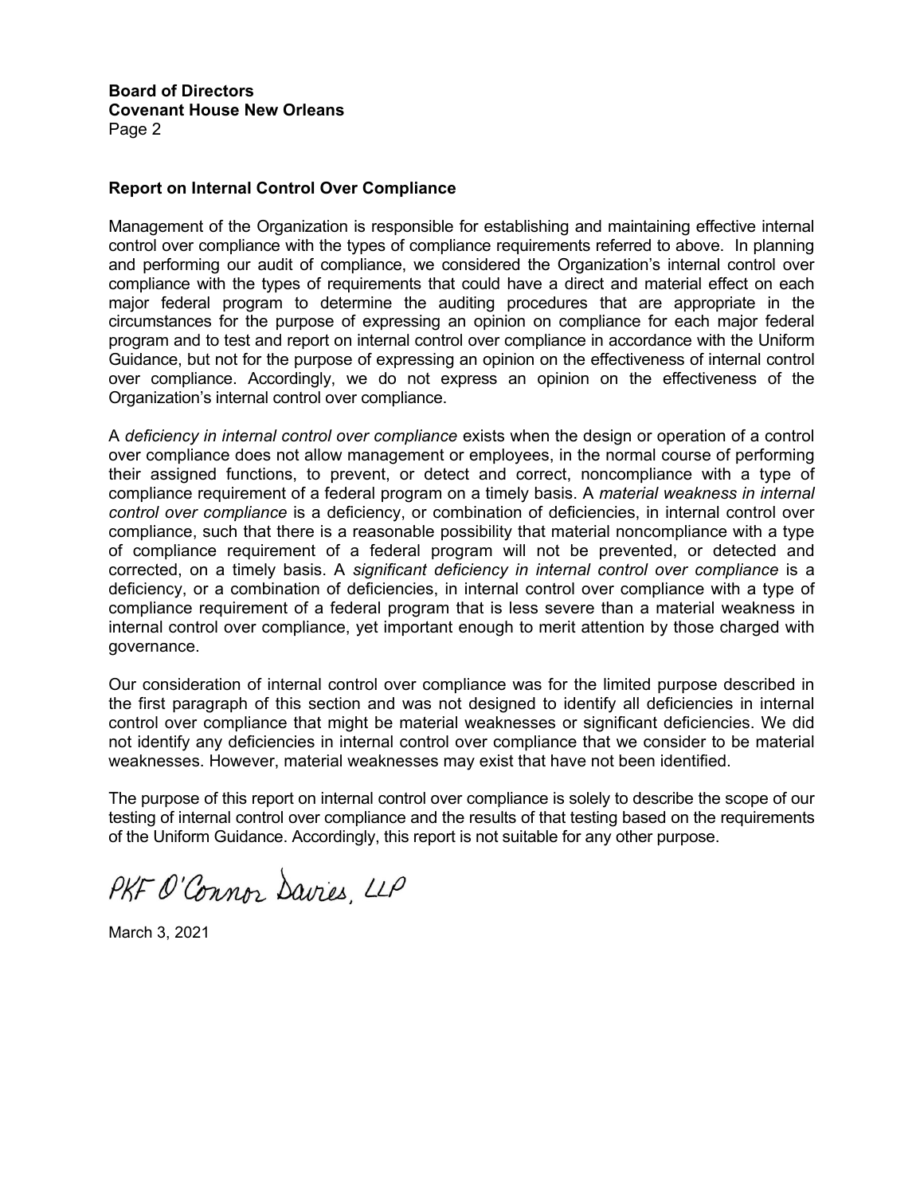**Board of Directors**
**Covenant House New Orleans**
Page 2

## Report on Internal Control Over Compliance

Management of the Organization is responsible for establishing and maintaining effective internal control over compliance with the types of compliance requirements referred to above. In planning and performing our audit of compliance, we considered the Organization's internal control over compliance with the types of requirements that could have a direct and material effect on each major federal program to determine the auditing procedures that are appropriate in the circumstances for the purpose of expressing an opinion on compliance for each major federal program and to test and report on internal control over compliance in accordance with the Uniform Guidance, but not for the purpose of expressing an opinion on the effectiveness of internal control over compliance. Accordingly, we do not express an opinion on the effectiveness of the Organization's internal control over compliance.

A *deficiency in internal control over compliance* exists when the design or operation of a control over compliance does not allow management or employees, in the normal course of performing their assigned functions, to prevent, or detect and correct, noncompliance with a type of compliance requirement of a federal program on a timely basis. A *material weakness in internal control over compliance* is a deficiency, or combination of deficiencies, in internal control over compliance, such that there is a reasonable possibility that material noncompliance with a type of compliance requirement of a federal program will not be prevented, or detected and corrected, on a timely basis. A *significant deficiency in internal control over compliance* is a deficiency, or a combination of deficiencies, in internal control over compliance with a type of compliance requirement of a federal program that is less severe than a material weakness in internal control over compliance, yet important enough to merit attention by those charged with governance.

Our consideration of internal control over compliance was for the limited purpose described in the first paragraph of this section and was not designed to identify all deficiencies in internal control over compliance that might be material weaknesses or significant deficiencies. We did not identify any deficiencies in internal control over compliance that we consider to be material weaknesses. However, material weaknesses may exist that have not been identified.

The purpose of this report on internal control over compliance is solely to describe the scope of our testing of internal control over compliance and the results of that testing based on the requirements of the Uniform Guidance. Accordingly, this report is not suitable for any other purpose.

PKF O'Connor Davies, LLP

March 3, 2021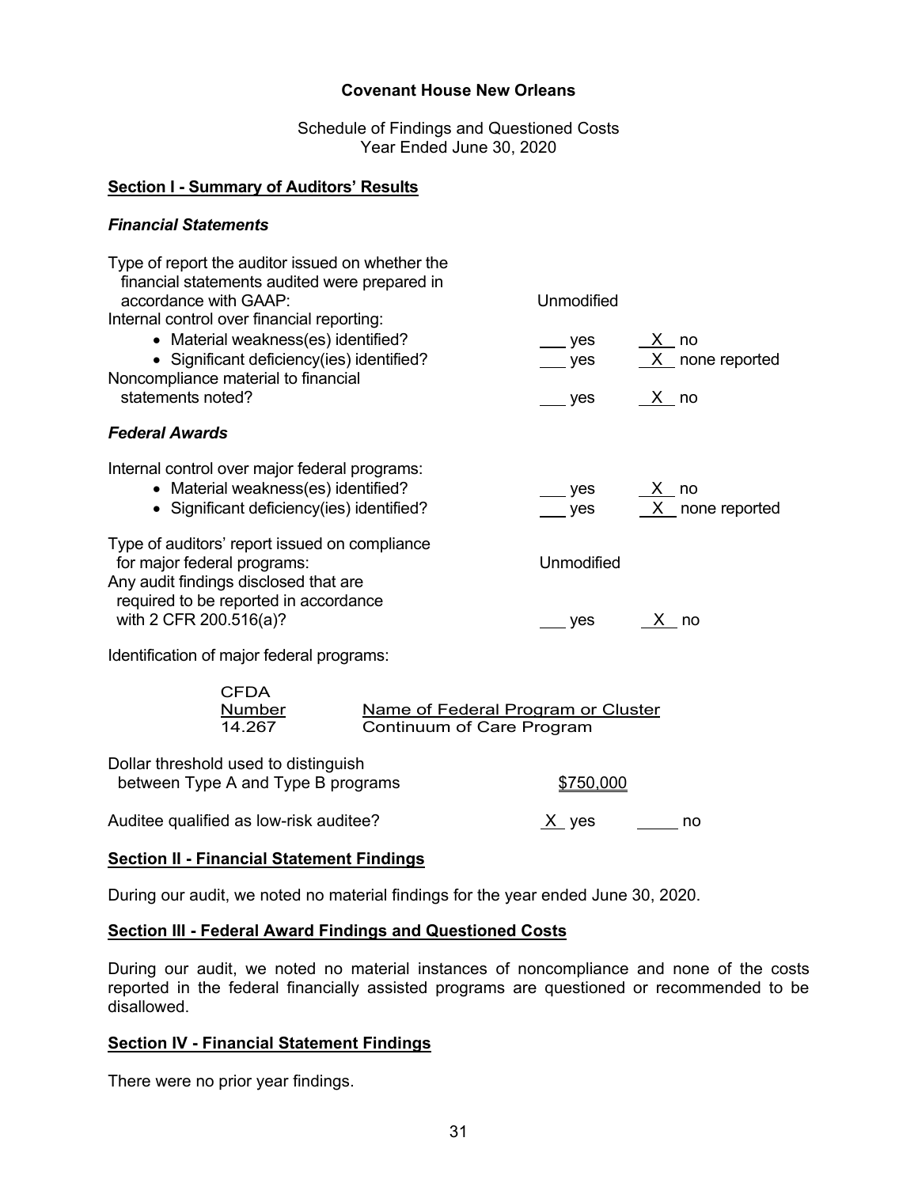**Covenant House New Orleans**

Schedule of Findings and Questioned Costs
Year Ended June 30, 2020

**Section I - Summary of Auditors' Results**

***Financial Statements***

| | | |
|---|---|---|
| Type of report the auditor issued on whether the financial statements audited were prepared in accordance with GAAP: | Unmodified | |
| Internal control over financial reporting: | | |
| • Material weakness(es) identified? | ___ yes | X no |
| • Significant deficiency(ies) identified? | ___ yes | X none reported |
| Noncompliance material to financial statements noted? | ___ yes | X no |

***Federal Awards***

| | | |
|---|---|---|
| Internal control over major federal programs: | | |
| • Material weakness(es) identified? | ___ yes | X no |
| • Significant deficiency(ies) identified? | ___ yes | X none reported |
| Type of auditors' report issued on compliance for major federal programs: | Unmodified | |
| Any audit findings disclosed that are required to be reported in accordance with 2 CFR 200.516(a)? | ___ yes | X no |

Identification of major federal programs:

| CFDA Number | Name of Federal Program or Cluster |
|---|---|
| 14.267 | Continuum of Care Program |

| | | |
|---|---|---|
| Dollar threshold used to distinguish between Type A and Type B programs | $750,000 | |
| Auditee qualified as low-risk auditee? | X yes | ___ no |

**Section II - Financial Statement Findings**

During our audit, we noted no material findings for the year ended June 30, 2020.

**Section III - Federal Award Findings and Questioned Costs**

During our audit, we noted no material instances of noncompliance and none of the costs reported in the federal financially assisted programs are questioned or recommended to be disallowed.

**Section IV - Financial Statement Findings**

There were no prior year findings.